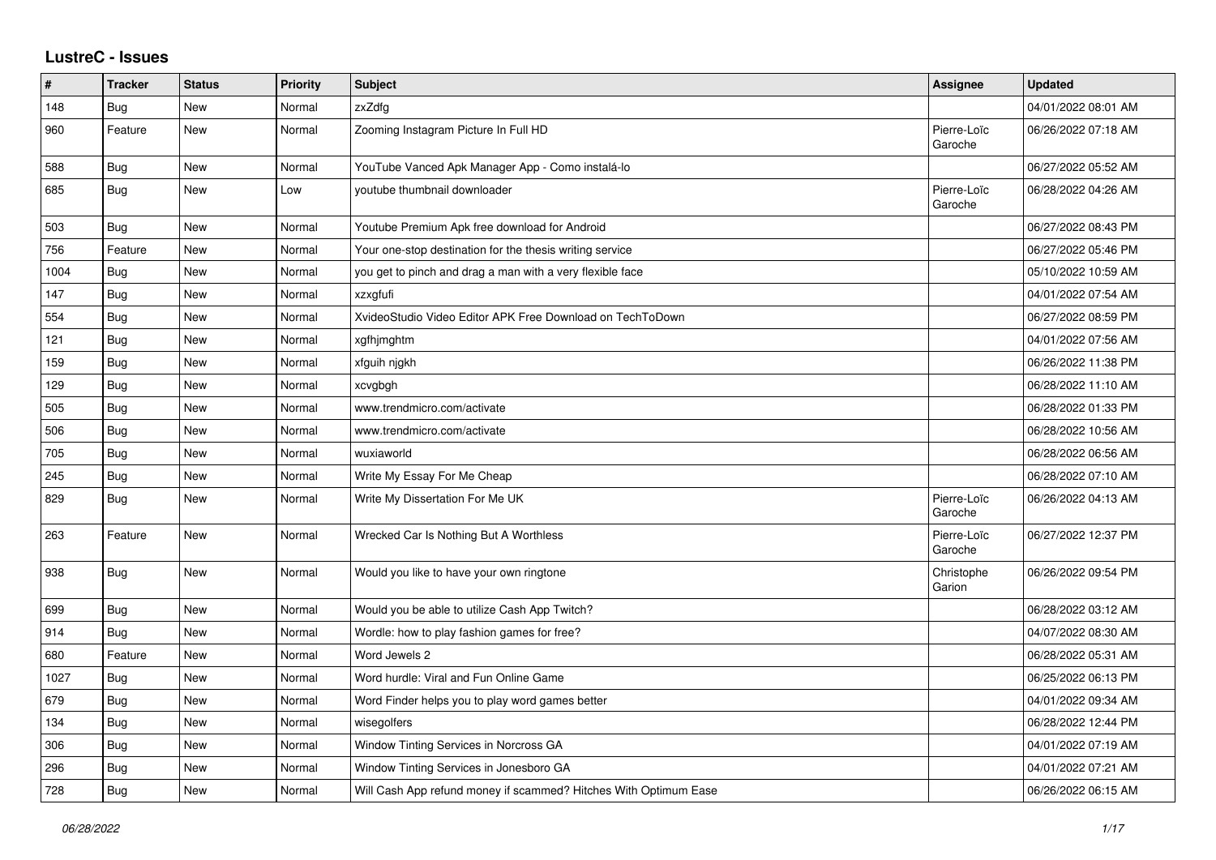# LustreC - Issues

| # | Tracker | Status | Priority | Subject | Assignee | Updated |
|---|---|---|---|---|---|---|
| 148 | Bug | New | Normal | zxZdfg | | 04/01/2022 08:01 AM |
| 960 | Feature | New | Normal | Zooming Instagram Picture In Full HD | Pierre-Loïc Garoche | 06/26/2022 07:18 AM |
| 588 | Bug | New | Normal | YouTube Vanced Apk Manager App - Como instalá-lo | | 06/27/2022 05:52 AM |
| 685 | Bug | New | Low | youtube thumbnail downloader | Pierre-Loïc Garoche | 06/28/2022 04:26 AM |
| 503 | Bug | New | Normal | Youtube Premium Apk free download for Android | | 06/27/2022 08:43 PM |
| 756 | Feature | New | Normal | Your one-stop destination for the thesis writing service | | 06/27/2022 05:46 PM |
| 1004 | Bug | New | Normal | you get to pinch and drag a man with a very flexible face | | 05/10/2022 10:59 AM |
| 147 | Bug | New | Normal | xzxgfufi | | 04/01/2022 07:54 AM |
| 554 | Bug | New | Normal | XvideoStudio Video Editor APK Free Download on TechToDown | | 06/27/2022 08:59 PM |
| 121 | Bug | New | Normal | xgfhjmghtm | | 04/01/2022 07:56 AM |
| 159 | Bug | New | Normal | xfguih njgkh | | 06/26/2022 11:38 PM |
| 129 | Bug | New | Normal | xcvgbgh | | 06/28/2022 11:10 AM |
| 505 | Bug | New | Normal | www.trendmicro.com/activate | | 06/28/2022 01:33 PM |
| 506 | Bug | New | Normal | www.trendmicro.com/activate | | 06/28/2022 10:56 AM |
| 705 | Bug | New | Normal | wuxiaworld | | 06/28/2022 06:56 AM |
| 245 | Bug | New | Normal | Write My Essay For Me Cheap | | 06/28/2022 07:10 AM |
| 829 | Bug | New | Normal | Write My Dissertation For Me UK | Pierre-Loïc Garoche | 06/26/2022 04:13 AM |
| 263 | Feature | New | Normal | Wrecked Car Is Nothing But A Worthless | Pierre-Loïc Garoche | 06/27/2022 12:37 PM |
| 938 | Bug | New | Normal | Would you like to have your own ringtone | Christophe Garion | 06/26/2022 09:54 PM |
| 699 | Bug | New | Normal | Would you be able to utilize Cash App Twitch? | | 06/28/2022 03:12 AM |
| 914 | Bug | New | Normal | Wordle: how to play fashion games for free? | | 04/07/2022 08:30 AM |
| 680 | Feature | New | Normal | Word Jewels 2 | | 06/28/2022 05:31 AM |
| 1027 | Bug | New | Normal | Word hurdle: Viral and Fun Online Game | | 06/25/2022 06:13 PM |
| 679 | Bug | New | Normal | Word Finder helps you to play word games better | | 04/01/2022 09:34 AM |
| 134 | Bug | New | Normal | wisegolfers | | 06/28/2022 12:44 PM |
| 306 | Bug | New | Normal | Window Tinting Services in Norcross GA | | 04/01/2022 07:19 AM |
| 296 | Bug | New | Normal | Window Tinting Services in Jonesboro GA | | 04/01/2022 07:21 AM |
| 728 | Bug | New | Normal | Will Cash App refund money if scammed? Hitches With Optimum Ease | | 06/26/2022 06:15 AM |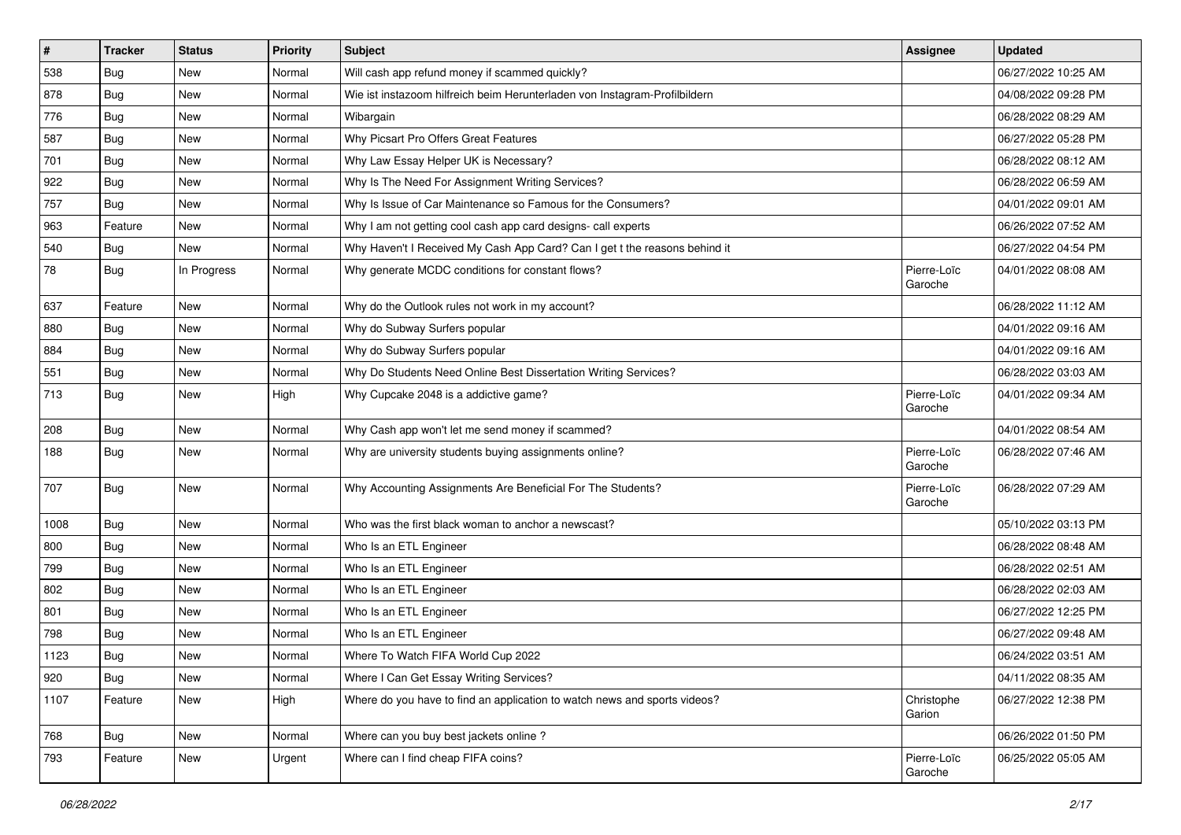| # | Tracker | Status | Priority | Subject | Assignee | Updated |
|---|---|---|---|---|---|---|
| 538 | Bug | New | Normal | Will cash app refund money if scammed quickly? | | 06/27/2022 10:25 AM |
| 878 | Bug | New | Normal | Wie ist instazoom hilfreich beim Herunterladen von Instagram-Profilbildern | | 04/08/2022 09:28 PM |
| 776 | Bug | New | Normal | Wibargain | | 06/28/2022 08:29 AM |
| 587 | Bug | New | Normal | Why Picsart Pro Offers Great Features | | 06/27/2022 05:28 PM |
| 701 | Bug | New | Normal | Why Law Essay Helper UK is Necessary? | | 06/28/2022 08:12 AM |
| 922 | Bug | New | Normal | Why Is The Need For Assignment Writing Services? | | 06/28/2022 06:59 AM |
| 757 | Bug | New | Normal | Why Is Issue of Car Maintenance so Famous for the Consumers? | | 04/01/2022 09:01 AM |
| 963 | Feature | New | Normal | Why I am not getting cool cash app card designs- call experts | | 06/26/2022 07:52 AM |
| 540 | Bug | New | Normal | Why Haven't I Received My Cash App Card? Can I get t the reasons behind it | | 06/27/2022 04:54 PM |
| 78 | Bug | In Progress | Normal | Why generate MCDC conditions for constant flows? | Pierre-Loïc Garoche | 04/01/2022 08:08 AM |
| 637 | Feature | New | Normal | Why do the Outlook rules not work in my account? | | 06/28/2022 11:12 AM |
| 880 | Bug | New | Normal | Why do Subway Surfers popular | | 04/01/2022 09:16 AM |
| 884 | Bug | New | Normal | Why do Subway Surfers popular | | 04/01/2022 09:16 AM |
| 551 | Bug | New | Normal | Why Do Students Need Online Best Dissertation Writing Services? | | 06/28/2022 03:03 AM |
| 713 | Bug | New | High | Why Cupcake 2048 is a addictive game? | Pierre-Loïc Garoche | 04/01/2022 09:34 AM |
| 208 | Bug | New | Normal | Why Cash app won't let me send money if scammed? | | 04/01/2022 08:54 AM |
| 188 | Bug | New | Normal | Why are university students buying assignments online? | Pierre-Loïc Garoche | 06/28/2022 07:46 AM |
| 707 | Bug | New | Normal | Why Accounting Assignments Are Beneficial For The Students? | Pierre-Loïc Garoche | 06/28/2022 07:29 AM |
| 1008 | Bug | New | Normal | Who was the first black woman to anchor a newscast? | | 05/10/2022 03:13 PM |
| 800 | Bug | New | Normal | Who Is an ETL Engineer | | 06/28/2022 08:48 AM |
| 799 | Bug | New | Normal | Who Is an ETL Engineer | | 06/28/2022 02:51 AM |
| 802 | Bug | New | Normal | Who Is an ETL Engineer | | 06/28/2022 02:03 AM |
| 801 | Bug | New | Normal | Who Is an ETL Engineer | | 06/27/2022 12:25 PM |
| 798 | Bug | New | Normal | Who Is an ETL Engineer | | 06/27/2022 09:48 AM |
| 1123 | Bug | New | Normal | Where To Watch FIFA World Cup 2022 | | 06/24/2022 03:51 AM |
| 920 | Bug | New | Normal | Where I Can Get Essay Writing Services? | | 04/11/2022 08:35 AM |
| 1107 | Feature | New | High | Where do you have to find an application to watch news and sports videos? | Christophe Garion | 06/27/2022 12:38 PM |
| 768 | Bug | New | Normal | Where can you buy best jackets online ? | | 06/26/2022 01:50 PM |
| 793 | Feature | New | Urgent | Where can I find cheap FIFA coins? | Pierre-Loïc Garoche | 06/25/2022 05:05 AM |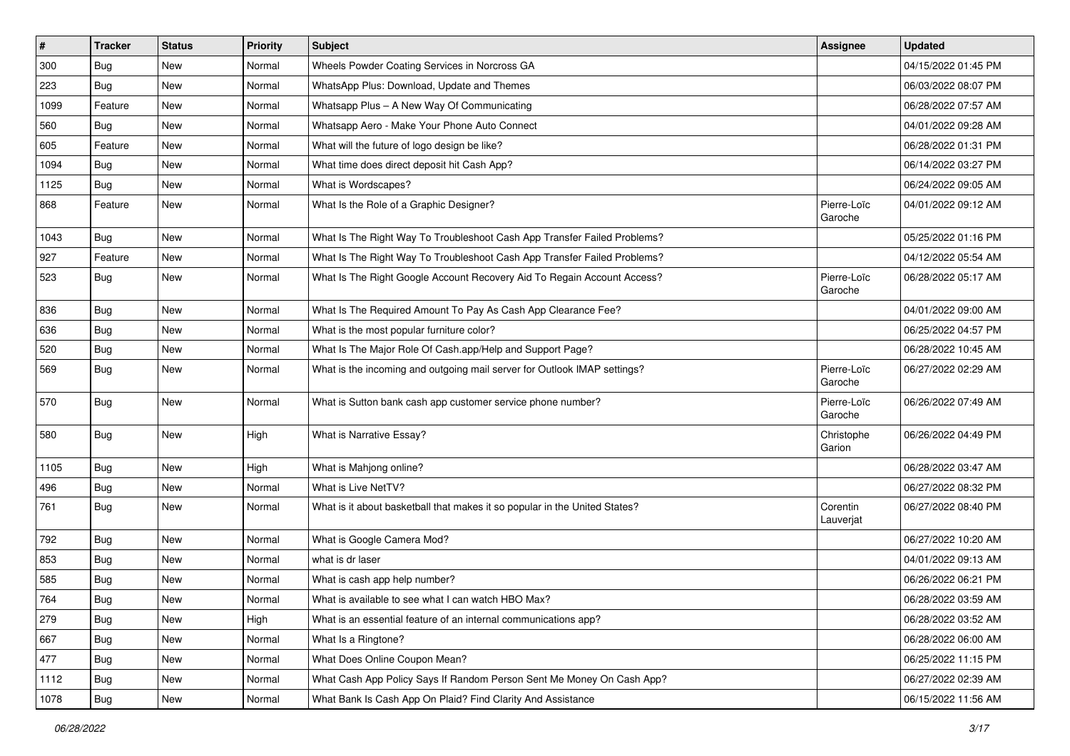| # | Tracker | Status | Priority | Subject | Assignee | Updated |
| --- | --- | --- | --- | --- | --- | --- |
| 300 | Bug | New | Normal | Wheels Powder Coating Services in Norcross GA | | 04/15/2022 01:45 PM |
| 223 | Bug | New | Normal | WhatsApp Plus: Download, Update and Themes | | 06/03/2022 08:07 PM |
| 1099 | Feature | New | Normal | Whatsapp Plus – A New Way Of Communicating | | 06/28/2022 07:57 AM |
| 560 | Bug | New | Normal | Whatsapp Aero - Make Your Phone Auto Connect | | 04/01/2022 09:28 AM |
| 605 | Feature | New | Normal | What will the future of logo design be like? | | 06/28/2022 01:31 PM |
| 1094 | Bug | New | Normal | What time does direct deposit hit Cash App? | | 06/14/2022 03:27 PM |
| 1125 | Bug | New | Normal | What is Wordscapes? | | 06/24/2022 09:05 AM |
| 868 | Feature | New | Normal | What Is the Role of a Graphic Designer? | Pierre-Loïc Garoche | 04/01/2022 09:12 AM |
| 1043 | Bug | New | Normal | What Is The Right Way To Troubleshoot Cash App Transfer Failed Problems? | | 05/25/2022 01:16 PM |
| 927 | Feature | New | Normal | What Is The Right Way To Troubleshoot Cash App Transfer Failed Problems? | | 04/12/2022 05:54 AM |
| 523 | Bug | New | Normal | What Is The Right Google Account Recovery Aid To Regain Account Access? | Pierre-Loïc Garoche | 06/28/2022 05:17 AM |
| 836 | Bug | New | Normal | What Is The Required Amount To Pay As Cash App Clearance Fee? | | 04/01/2022 09:00 AM |
| 636 | Bug | New | Normal | What is the most popular furniture color? | | 06/25/2022 04:57 PM |
| 520 | Bug | New | Normal | What Is The Major Role Of Cash.app/Help and Support Page? | | 06/28/2022 10:45 AM |
| 569 | Bug | New | Normal | What is the incoming and outgoing mail server for Outlook IMAP settings? | Pierre-Loïc Garoche | 06/27/2022 02:29 AM |
| 570 | Bug | New | Normal | What is Sutton bank cash app customer service phone number? | Pierre-Loïc Garoche | 06/26/2022 07:49 AM |
| 580 | Bug | New | High | What is Narrative Essay? | Christophe Garion | 06/26/2022 04:49 PM |
| 1105 | Bug | New | High | What is Mahjong online? | | 06/28/2022 03:47 AM |
| 496 | Bug | New | Normal | What is Live NetTV? | | 06/27/2022 08:32 PM |
| 761 | Bug | New | Normal | What is it about basketball that makes it so popular in the United States? | Corentin Lauverjat | 06/27/2022 08:40 PM |
| 792 | Bug | New | Normal | What is Google Camera Mod? | | 06/27/2022 10:20 AM |
| 853 | Bug | New | Normal | what is dr laser | | 04/01/2022 09:13 AM |
| 585 | Bug | New | Normal | What is cash app help number? | | 06/26/2022 06:21 PM |
| 764 | Bug | New | Normal | What is available to see what I can watch HBO Max? | | 06/28/2022 03:59 AM |
| 279 | Bug | New | High | What is an essential feature of an internal communications app? | | 06/28/2022 03:52 AM |
| 667 | Bug | New | Normal | What Is a Ringtone? | | 06/28/2022 06:00 AM |
| 477 | Bug | New | Normal | What Does Online Coupon Mean? | | 06/25/2022 11:15 PM |
| 1112 | Bug | New | Normal | What Cash App Policy Says If Random Person Sent Me Money On Cash App? | | 06/27/2022 02:39 AM |
| 1078 | Bug | New | Normal | What Bank Is Cash App On Plaid? Find Clarity And Assistance | | 06/15/2022 11:56 AM |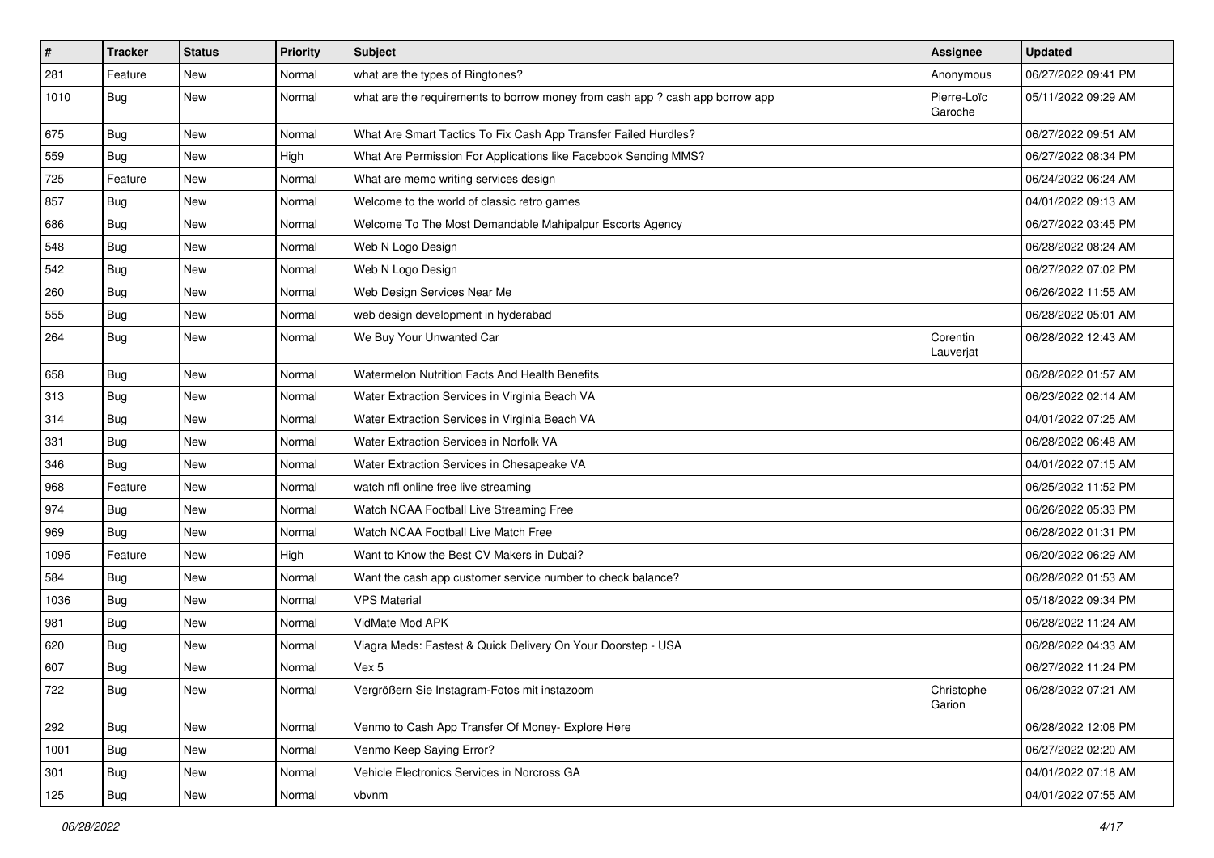| # | Tracker | Status | Priority | Subject | Assignee | Updated |
| --- | --- | --- | --- | --- | --- | --- |
| 281 | Feature | New | Normal | what are the types of Ringtones? | Anonymous | 06/27/2022 09:41 PM |
| 1010 | Bug | New | Normal | what are the requirements to borrow money from cash app ? cash app borrow app | Pierre-Loïc Garoche | 05/11/2022 09:29 AM |
| 675 | Bug | New | Normal | What Are Smart Tactics To Fix Cash App Transfer Failed Hurdles? | | 06/27/2022 09:51 AM |
| 559 | Bug | New | High | What Are Permission For Applications like Facebook Sending MMS? | | 06/27/2022 08:34 PM |
| 725 | Feature | New | Normal | What are memo writing services design | | 06/24/2022 06:24 AM |
| 857 | Bug | New | Normal | Welcome to the world of classic retro games | | 04/01/2022 09:13 AM |
| 686 | Bug | New | Normal | Welcome To The Most Demandable Mahipalpur Escorts Agency | | 06/27/2022 03:45 PM |
| 548 | Bug | New | Normal | Web N Logo Design | | 06/28/2022 08:24 AM |
| 542 | Bug | New | Normal | Web N Logo Design | | 06/27/2022 07:02 PM |
| 260 | Bug | New | Normal | Web Design Services Near Me | | 06/26/2022 11:55 AM |
| 555 | Bug | New | Normal | web design development in hyderabad | | 06/28/2022 05:01 AM |
| 264 | Bug | New | Normal | We Buy Your Unwanted Car | Corentin Lauverjat | 06/28/2022 12:43 AM |
| 658 | Bug | New | Normal | Watermelon Nutrition Facts And Health Benefits | | 06/28/2022 01:57 AM |
| 313 | Bug | New | Normal | Water Extraction Services in Virginia Beach VA | | 06/23/2022 02:14 AM |
| 314 | Bug | New | Normal | Water Extraction Services in Virginia Beach VA | | 04/01/2022 07:25 AM |
| 331 | Bug | New | Normal | Water Extraction Services in Norfolk VA | | 06/28/2022 06:48 AM |
| 346 | Bug | New | Normal | Water Extraction Services in Chesapeake VA | | 04/01/2022 07:15 AM |
| 968 | Feature | New | Normal | watch nfl online free live streaming | | 06/25/2022 11:52 PM |
| 974 | Bug | New | Normal | Watch NCAA Football Live Streaming Free | | 06/26/2022 05:33 PM |
| 969 | Bug | New | Normal | Watch NCAA Football Live Match Free | | 06/28/2022 01:31 PM |
| 1095 | Feature | New | High | Want to Know the Best CV Makers in Dubai? | | 06/20/2022 06:29 AM |
| 584 | Bug | New | Normal | Want the cash app customer service number to check balance? | | 06/28/2022 01:53 AM |
| 1036 | Bug | New | Normal | VPS Material | | 05/18/2022 09:34 PM |
| 981 | Bug | New | Normal | VidMate Mod APK | | 06/28/2022 11:24 AM |
| 620 | Bug | New | Normal | Viagra Meds: Fastest & Quick Delivery On Your Doorstep - USA | | 06/28/2022 04:33 AM |
| 607 | Bug | New | Normal | Vex 5 | | 06/27/2022 11:24 PM |
| 722 | Bug | New | Normal | Vergrößern Sie Instagram-Fotos mit instazoom | Christophe Garion | 06/28/2022 07:21 AM |
| 292 | Bug | New | Normal | Venmo to Cash App Transfer Of Money- Explore Here | | 06/28/2022 12:08 PM |
| 1001 | Bug | New | Normal | Venmo Keep Saying Error? | | 06/27/2022 02:20 AM |
| 301 | Bug | New | Normal | Vehicle Electronics Services in Norcross GA | | 04/01/2022 07:18 AM |
| 125 | Bug | New | Normal | vbvnm | | 04/01/2022 07:55 AM |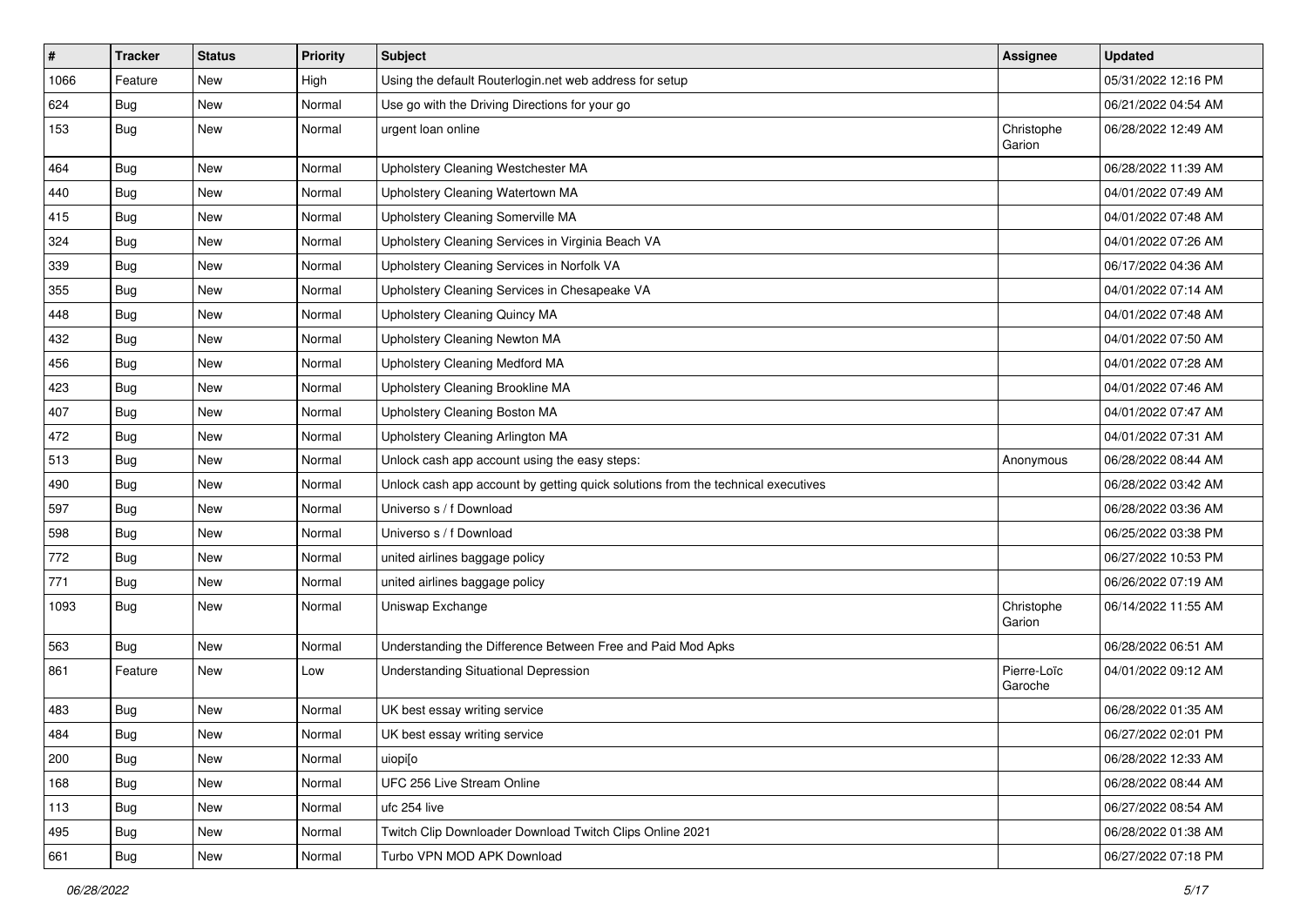| # | Tracker | Status | Priority | Subject | Assignee | Updated |
|---|---|---|---|---|---|---|
| 1066 | Feature | New | High | Using the default Routerlogin.net web address for setup | | 05/31/2022 12:16 PM |
| 624 | Bug | New | Normal | Use go with the Driving Directions for your go | | 06/21/2022 04:54 AM |
| 153 | Bug | New | Normal | urgent loan online | Christophe Garion | 06/28/2022 12:49 AM |
| 464 | Bug | New | Normal | Upholstery Cleaning Westchester MA | | 06/28/2022 11:39 AM |
| 440 | Bug | New | Normal | Upholstery Cleaning Watertown MA | | 04/01/2022 07:49 AM |
| 415 | Bug | New | Normal | Upholstery Cleaning Somerville MA | | 04/01/2022 07:48 AM |
| 324 | Bug | New | Normal | Upholstery Cleaning Services in Virginia Beach VA | | 04/01/2022 07:26 AM |
| 339 | Bug | New | Normal | Upholstery Cleaning Services in Norfolk VA | | 06/17/2022 04:36 AM |
| 355 | Bug | New | Normal | Upholstery Cleaning Services in Chesapeake VA | | 04/01/2022 07:14 AM |
| 448 | Bug | New | Normal | Upholstery Cleaning Quincy MA | | 04/01/2022 07:48 AM |
| 432 | Bug | New | Normal | Upholstery Cleaning Newton MA | | 04/01/2022 07:50 AM |
| 456 | Bug | New | Normal | Upholstery Cleaning Medford MA | | 04/01/2022 07:28 AM |
| 423 | Bug | New | Normal | Upholstery Cleaning Brookline MA | | 04/01/2022 07:46 AM |
| 407 | Bug | New | Normal | Upholstery Cleaning Boston MA | | 04/01/2022 07:47 AM |
| 472 | Bug | New | Normal | Upholstery Cleaning Arlington MA | | 04/01/2022 07:31 AM |
| 513 | Bug | New | Normal | Unlock cash app account using the easy steps: | Anonymous | 06/28/2022 08:44 AM |
| 490 | Bug | New | Normal | Unlock cash app account by getting quick solutions from the technical executives | | 06/28/2022 03:42 AM |
| 597 | Bug | New | Normal | Universo s / f Download | | 06/28/2022 03:36 AM |
| 598 | Bug | New | Normal | Universo s / f Download | | 06/25/2022 03:38 PM |
| 772 | Bug | New | Normal | united airlines baggage policy | | 06/27/2022 10:53 PM |
| 771 | Bug | New | Normal | united airlines baggage policy | | 06/26/2022 07:19 AM |
| 1093 | Bug | New | Normal | Uniswap Exchange | Christophe Garion | 06/14/2022 11:55 AM |
| 563 | Bug | New | Normal | Understanding the Difference Between Free and Paid Mod Apks | | 06/28/2022 06:51 AM |
| 861 | Feature | New | Low | Understanding Situational Depression | Pierre-Loïc Garoche | 04/01/2022 09:12 AM |
| 483 | Bug | New | Normal | UK best essay writing service | | 06/28/2022 01:35 AM |
| 484 | Bug | New | Normal | UK best essay writing service | | 06/27/2022 02:01 PM |
| 200 | Bug | New | Normal | uiopi[o | | 06/28/2022 12:33 AM |
| 168 | Bug | New | Normal | UFC 256 Live Stream Online | | 06/28/2022 08:44 AM |
| 113 | Bug | New | Normal | ufc 254 live | | 06/27/2022 08:54 AM |
| 495 | Bug | New | Normal | Twitch Clip Downloader Download Twitch Clips Online 2021 | | 06/28/2022 01:38 AM |
| 661 | Bug | New | Normal | Turbo VPN MOD APK Download | | 06/27/2022 07:18 PM |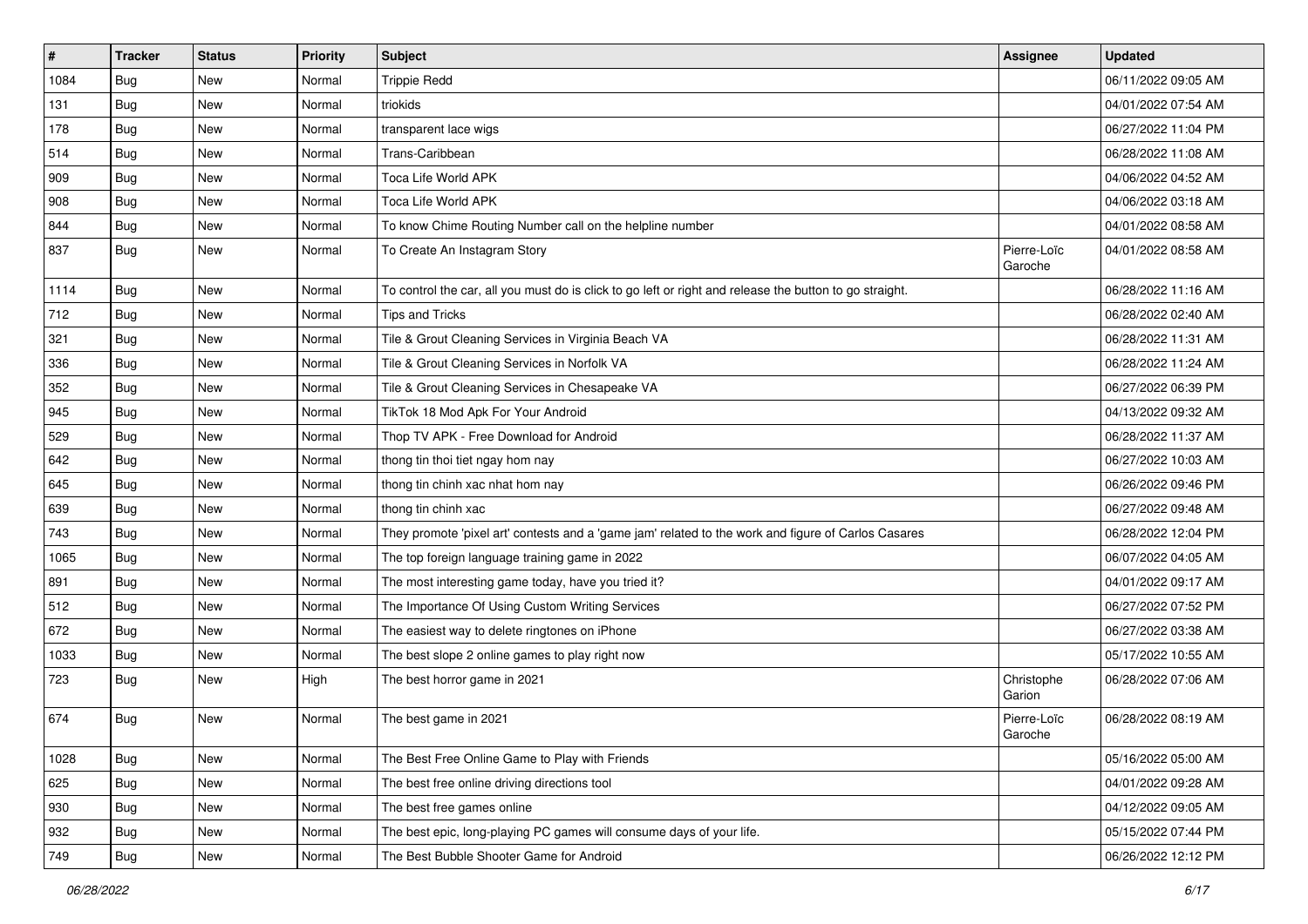| # | Tracker | Status | Priority | Subject | Assignee | Updated |
|---|---|---|---|---|---|---|
| 1084 | Bug | New | Normal | Trippie Redd | | 06/11/2022 09:05 AM |
| 131 | Bug | New | Normal | triokids | | 04/01/2022 07:54 AM |
| 178 | Bug | New | Normal | transparent lace wigs | | 06/27/2022 11:04 PM |
| 514 | Bug | New | Normal | Trans-Caribbean | | 06/28/2022 11:08 AM |
| 909 | Bug | New | Normal | Toca Life World APK | | 04/06/2022 04:52 AM |
| 908 | Bug | New | Normal | Toca Life World APK | | 04/06/2022 03:18 AM |
| 844 | Bug | New | Normal | To know Chime Routing Number call on the helpline number | | 04/01/2022 08:58 AM |
| 837 | Bug | New | Normal | To Create An Instagram Story | Pierre-Loïc Garoche | 04/01/2022 08:58 AM |
| 1114 | Bug | New | Normal | To control the car, all you must do is click to go left or right and release the button to go straight. | | 06/28/2022 11:16 AM |
| 712 | Bug | New | Normal | Tips and Tricks | | 06/28/2022 02:40 AM |
| 321 | Bug | New | Normal | Tile & Grout Cleaning Services in Virginia Beach VA | | 06/28/2022 11:31 AM |
| 336 | Bug | New | Normal | Tile & Grout Cleaning Services in Norfolk VA | | 06/28/2022 11:24 AM |
| 352 | Bug | New | Normal | Tile & Grout Cleaning Services in Chesapeake VA | | 06/27/2022 06:39 PM |
| 945 | Bug | New | Normal | TikTok 18 Mod Apk For Your Android | | 04/13/2022 09:32 AM |
| 529 | Bug | New | Normal | Thop TV APK - Free Download for Android | | 06/28/2022 11:37 AM |
| 642 | Bug | New | Normal | thong tin thoi tiet ngay hom nay | | 06/27/2022 10:03 AM |
| 645 | Bug | New | Normal | thong tin chinh xac nhat hom nay | | 06/26/2022 09:46 PM |
| 639 | Bug | New | Normal | thong tin chinh xac | | 06/27/2022 09:48 AM |
| 743 | Bug | New | Normal | They promote 'pixel art' contests and a 'game jam' related to the work and figure of Carlos Casares | | 06/28/2022 12:04 PM |
| 1065 | Bug | New | Normal | The top foreign language training game in 2022 | | 06/07/2022 04:05 AM |
| 891 | Bug | New | Normal | The most interesting game today, have you tried it? | | 04/01/2022 09:17 AM |
| 512 | Bug | New | Normal | The Importance Of Using Custom Writing Services | | 06/27/2022 07:52 PM |
| 672 | Bug | New | Normal | The easiest way to delete ringtones on iPhone | | 06/27/2022 03:38 AM |
| 1033 | Bug | New | Normal | The best slope 2 online games to play right now | | 05/17/2022 10:55 AM |
| 723 | Bug | New | High | The best horror game in 2021 | Christophe Garion | 06/28/2022 07:06 AM |
| 674 | Bug | New | Normal | The best game in 2021 | Pierre-Loïc Garoche | 06/28/2022 08:19 AM |
| 1028 | Bug | New | Normal | The Best Free Online Game to Play with Friends | | 05/16/2022 05:00 AM |
| 625 | Bug | New | Normal | The best free online driving directions tool | | 04/01/2022 09:28 AM |
| 930 | Bug | New | Normal | The best free games online | | 04/12/2022 09:05 AM |
| 932 | Bug | New | Normal | The best epic, long-playing PC games will consume days of your life. | | 05/15/2022 07:44 PM |
| 749 | Bug | New | Normal | The Best Bubble Shooter Game for Android | | 06/26/2022 12:12 PM |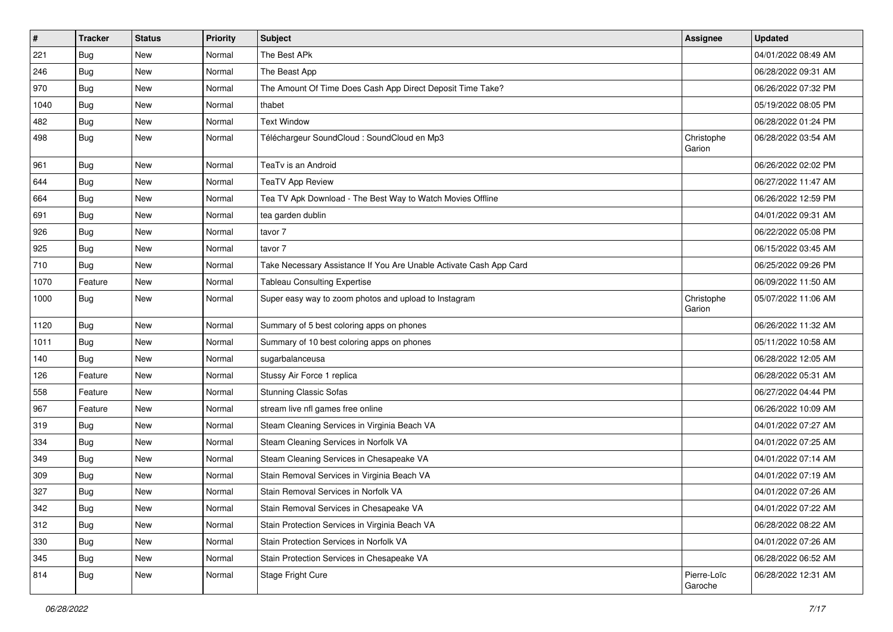| # | Tracker | Status | Priority | Subject | Assignee | Updated |
|---|---|---|---|---|---|---|
| 221 | Bug | New | Normal | The Best APk | | 04/01/2022 08:49 AM |
| 246 | Bug | New | Normal | The Beast App | | 06/28/2022 09:31 AM |
| 970 | Bug | New | Normal | The Amount Of Time Does Cash App Direct Deposit Time Take? | | 06/26/2022 07:32 PM |
| 1040 | Bug | New | Normal | thabet | | 05/19/2022 08:05 PM |
| 482 | Bug | New | Normal | Text Window | | 06/28/2022 01:24 PM |
| 498 | Bug | New | Normal | Téléchargeur SoundCloud : SoundCloud en Mp3 | Christophe Garion | 06/28/2022 03:54 AM |
| 961 | Bug | New | Normal | TeaTv is an Android | | 06/26/2022 02:02 PM |
| 644 | Bug | New | Normal | TeaTV App Review | | 06/27/2022 11:47 AM |
| 664 | Bug | New | Normal | Tea TV Apk Download - The Best Way to Watch Movies Offline | | 06/26/2022 12:59 PM |
| 691 | Bug | New | Normal | tea garden dublin | | 04/01/2022 09:31 AM |
| 926 | Bug | New | Normal | tavor 7 | | 06/22/2022 05:08 PM |
| 925 | Bug | New | Normal | tavor 7 | | 06/15/2022 03:45 AM |
| 710 | Bug | New | Normal | Take Necessary Assistance If You Are Unable Activate Cash App Card | | 06/25/2022 09:26 PM |
| 1070 | Feature | New | Normal | Tableau Consulting Expertise | | 06/09/2022 11:50 AM |
| 1000 | Bug | New | Normal | Super easy way to zoom photos and upload to Instagram | Christophe Garion | 05/07/2022 11:06 AM |
| 1120 | Bug | New | Normal | Summary of 5 best coloring apps on phones | | 06/26/2022 11:32 AM |
| 1011 | Bug | New | Normal | Summary of 10 best coloring apps on phones | | 05/11/2022 10:58 AM |
| 140 | Bug | New | Normal | sugarbalanceusa | | 06/28/2022 12:05 AM |
| 126 | Feature | New | Normal | Stussy Air Force 1 replica | | 06/28/2022 05:31 AM |
| 558 | Feature | New | Normal | Stunning Classic Sofas | | 06/27/2022 04:44 PM |
| 967 | Feature | New | Normal | stream live nfl games free online | | 06/26/2022 10:09 AM |
| 319 | Bug | New | Normal | Steam Cleaning Services in Virginia Beach VA | | 04/01/2022 07:27 AM |
| 334 | Bug | New | Normal | Steam Cleaning Services in Norfolk VA | | 04/01/2022 07:25 AM |
| 349 | Bug | New | Normal | Steam Cleaning Services in Chesapeake VA | | 04/01/2022 07:14 AM |
| 309 | Bug | New | Normal | Stain Removal Services in Virginia Beach VA | | 04/01/2022 07:19 AM |
| 327 | Bug | New | Normal | Stain Removal Services in Norfolk VA | | 04/01/2022 07:26 AM |
| 342 | Bug | New | Normal | Stain Removal Services in Chesapeake VA | | 04/01/2022 07:22 AM |
| 312 | Bug | New | Normal | Stain Protection Services in Virginia Beach VA | | 06/28/2022 08:22 AM |
| 330 | Bug | New | Normal | Stain Protection Services in Norfolk VA | | 04/01/2022 07:26 AM |
| 345 | Bug | New | Normal | Stain Protection Services in Chesapeake VA | | 06/28/2022 06:52 AM |
| 814 | Bug | New | Normal | Stage Fright Cure | Pierre-Loïc Garoche | 06/28/2022 12:31 AM |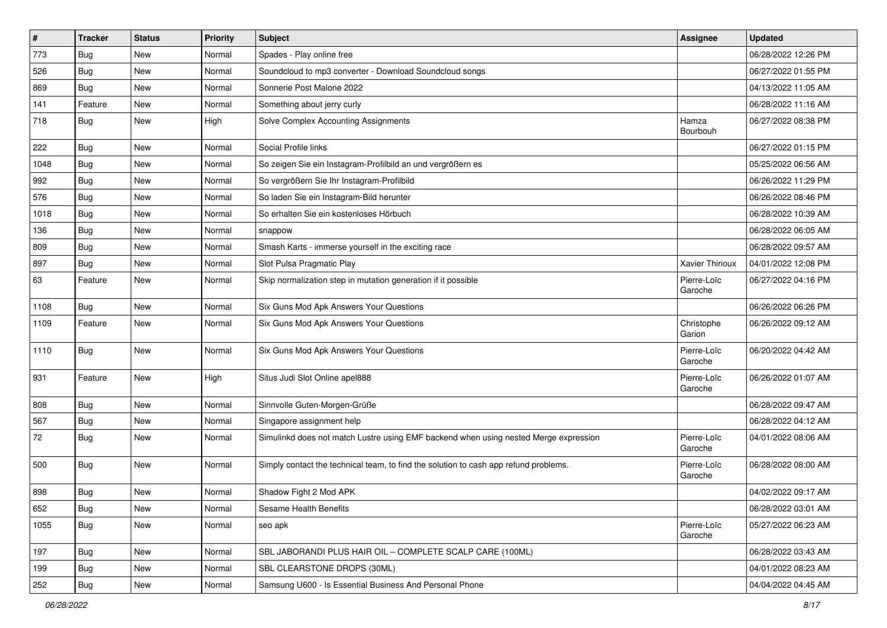| # | Tracker | Status | Priority | Subject | Assignee | Updated |
| --- | --- | --- | --- | --- | --- | --- |
| 773 | Bug | New | Normal | Spades - Play online free | | 06/28/2022 12:26 PM |
| 526 | Bug | New | Normal | Soundcloud to mp3 converter - Download Soundcloud songs | | 06/27/2022 01:55 PM |
| 869 | Bug | New | Normal | Sonnerie Post Malone 2022 | | 04/13/2022 11:05 AM |
| 141 | Feature | New | Normal | Something about jerry curly | | 06/28/2022 11:16 AM |
| 718 | Bug | New | High | Solve Complex Accounting Assignments | Hamza Bourbouh | 06/27/2022 08:38 PM |
| 222 | Bug | New | Normal | Social Profile links | | 06/27/2022 01:15 PM |
| 1048 | Bug | New | Normal | So zeigen Sie ein Instagram-Profilbild an und vergrößern es | | 05/25/2022 06:56 AM |
| 992 | Bug | New | Normal | So vergrößern Sie Ihr Instagram-Profilbild | | 06/26/2022 11:29 PM |
| 576 | Bug | New | Normal | So laden Sie ein Instagram-Bild herunter | | 06/26/2022 08:46 PM |
| 1018 | Bug | New | Normal | So erhalten Sie ein kostenloses Hörbuch | | 06/28/2022 10:39 AM |
| 136 | Bug | New | Normal | snappow | | 06/28/2022 06:05 AM |
| 809 | Bug | New | Normal | Smash Karts - immerse yourself in the exciting race | | 06/28/2022 09:57 AM |
| 897 | Bug | New | Normal | Slot Pulsa Pragmatic Play | Xavier Thirioux | 04/01/2022 12:08 PM |
| 63 | Feature | New | Normal | Skip normalization step in mutation generation if it possible | Pierre-Loïc Garoche | 06/27/2022 04:16 PM |
| 1108 | Bug | New | Normal | Six Guns Mod Apk Answers Your Questions | | 06/26/2022 06:26 PM |
| 1109 | Feature | New | Normal | Six Guns Mod Apk Answers Your Questions | Christophe Garion | 06/26/2022 09:12 AM |
| 1110 | Bug | New | Normal | Six Guns Mod Apk Answers Your Questions | Pierre-Loïc Garoche | 06/20/2022 04:42 AM |
| 931 | Feature | New | High | Situs Judi Slot Online apel888 | Pierre-Loïc Garoche | 06/26/2022 01:07 AM |
| 808 | Bug | New | Normal | Sinnvolle Guten-Morgen-Grüße | | 06/28/2022 09:47 AM |
| 567 | Bug | New | Normal | Singapore assignment help | | 06/28/2022 04:12 AM |
| 72 | Bug | New | Normal | Simulinkd does not match Lustre using EMF backend when using nested Merge expression | Pierre-Loïc Garoche | 04/01/2022 08:06 AM |
| 500 | Bug | New | Normal | Simply contact the technical team, to find the solution to cash app refund problems. | Pierre-Loïc Garoche | 06/28/2022 08:00 AM |
| 898 | Bug | New | Normal | Shadow Fight 2 Mod APK | | 04/02/2022 09:17 AM |
| 652 | Bug | New | Normal | Sesame Health Benefits | | 06/28/2022 03:01 AM |
| 1055 | Bug | New | Normal | seo apk | Pierre-Loïc Garoche | 05/27/2022 06:23 AM |
| 197 | Bug | New | Normal | SBL JABORANDI PLUS HAIR OIL – COMPLETE SCALP CARE (100ML) | | 06/28/2022 03:43 AM |
| 199 | Bug | New | Normal | SBL CLEARSTONE DROPS (30ML) | | 04/01/2022 08:23 AM |
| 252 | Bug | New | Normal | Samsung U600 - Is Essential Business And Personal Phone | | 04/04/2022 04:45 AM |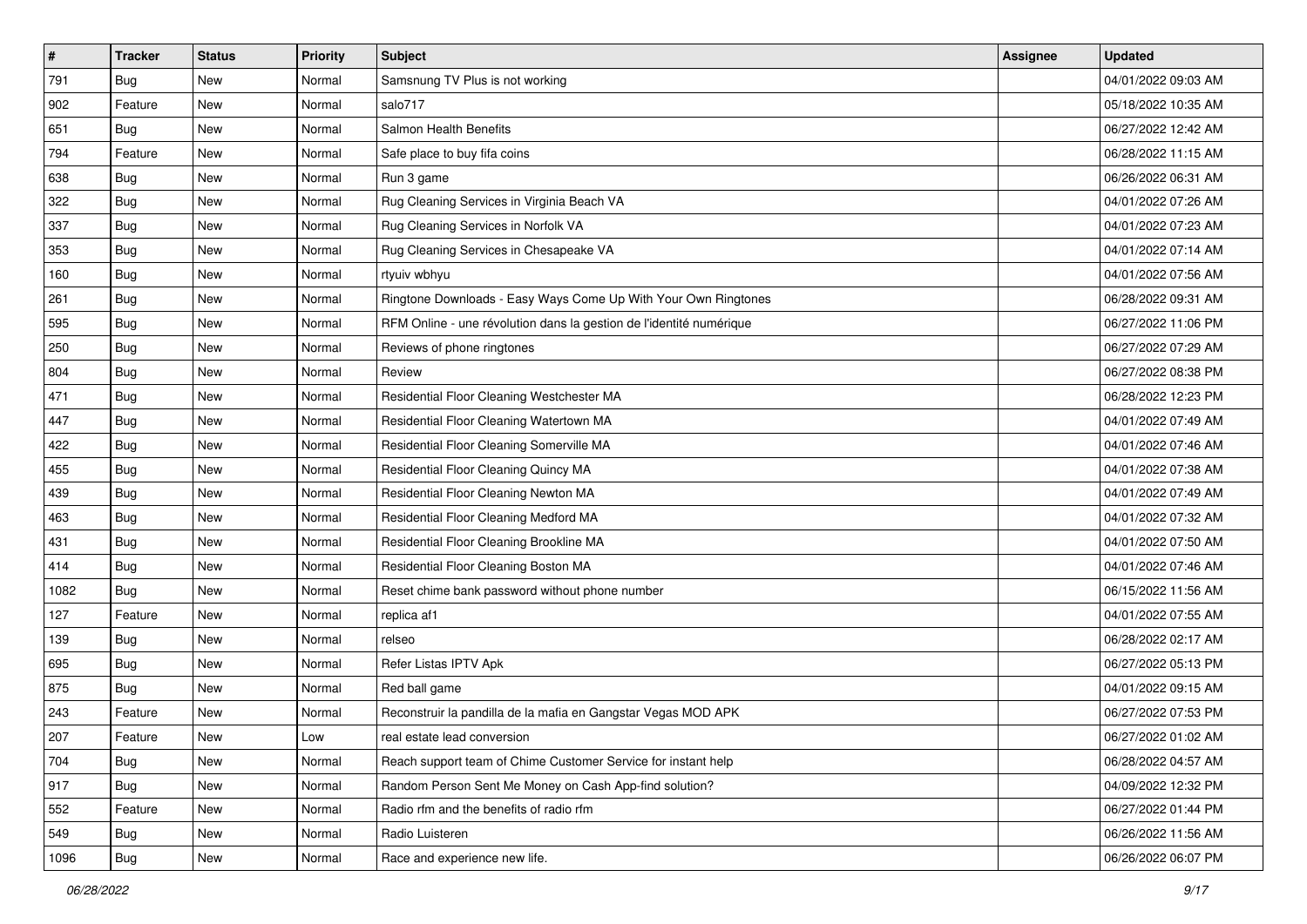| # | Tracker | Status | Priority | Subject | Assignee | Updated |
|---|---|---|---|---|---|---|
| 791 | Bug | New | Normal | Samsnung TV Plus is not working | | 04/01/2022 09:03 AM |
| 902 | Feature | New | Normal | salo717 | | 05/18/2022 10:35 AM |
| 651 | Bug | New | Normal | Salmon Health Benefits | | 06/27/2022 12:42 AM |
| 794 | Feature | New | Normal | Safe place to buy fifa coins | | 06/28/2022 11:15 AM |
| 638 | Bug | New | Normal | Run 3 game | | 06/26/2022 06:31 AM |
| 322 | Bug | New | Normal | Rug Cleaning Services in Virginia Beach VA | | 04/01/2022 07:26 AM |
| 337 | Bug | New | Normal | Rug Cleaning Services in Norfolk VA | | 04/01/2022 07:23 AM |
| 353 | Bug | New | Normal | Rug Cleaning Services in Chesapeake VA | | 04/01/2022 07:14 AM |
| 160 | Bug | New | Normal | rtyuiv wbhyu | | 04/01/2022 07:56 AM |
| 261 | Bug | New | Normal | Ringtone Downloads - Easy Ways Come Up With Your Own Ringtones | | 06/28/2022 09:31 AM |
| 595 | Bug | New | Normal | RFM Online - une révolution dans la gestion de l'identité numérique | | 06/27/2022 11:06 PM |
| 250 | Bug | New | Normal | Reviews of phone ringtones | | 06/27/2022 07:29 AM |
| 804 | Bug | New | Normal | Review | | 06/27/2022 08:38 PM |
| 471 | Bug | New | Normal | Residential Floor Cleaning Westchester MA | | 06/28/2022 12:23 PM |
| 447 | Bug | New | Normal | Residential Floor Cleaning Watertown MA | | 04/01/2022 07:49 AM |
| 422 | Bug | New | Normal | Residential Floor Cleaning Somerville MA | | 04/01/2022 07:46 AM |
| 455 | Bug | New | Normal | Residential Floor Cleaning Quincy MA | | 04/01/2022 07:38 AM |
| 439 | Bug | New | Normal | Residential Floor Cleaning Newton MA | | 04/01/2022 07:49 AM |
| 463 | Bug | New | Normal | Residential Floor Cleaning Medford MA | | 04/01/2022 07:32 AM |
| 431 | Bug | New | Normal | Residential Floor Cleaning Brookline MA | | 04/01/2022 07:50 AM |
| 414 | Bug | New | Normal | Residential Floor Cleaning Boston MA | | 04/01/2022 07:46 AM |
| 1082 | Bug | New | Normal | Reset chime bank password without phone number | | 06/15/2022 11:56 AM |
| 127 | Feature | New | Normal | replica af1 | | 04/01/2022 07:55 AM |
| 139 | Bug | New | Normal | relseo | | 06/28/2022 02:17 AM |
| 695 | Bug | New | Normal | Refer Listas IPTV Apk | | 06/27/2022 05:13 PM |
| 875 | Bug | New | Normal | Red ball game | | 04/01/2022 09:15 AM |
| 243 | Feature | New | Normal | Reconstruir la pandilla de la mafia en Gangstar Vegas MOD APK | | 06/27/2022 07:53 PM |
| 207 | Feature | New | Low | real estate lead conversion | | 06/27/2022 01:02 AM |
| 704 | Bug | New | Normal | Reach support team of Chime Customer Service for instant help | | 06/28/2022 04:57 AM |
| 917 | Bug | New | Normal | Random Person Sent Me Money on Cash App-find solution? | | 04/09/2022 12:32 PM |
| 552 | Feature | New | Normal | Radio rfm and the benefits of radio rfm | | 06/27/2022 01:44 PM |
| 549 | Bug | New | Normal | Radio Luisteren | | 06/26/2022 11:56 AM |
| 1096 | Bug | New | Normal | Race and experience new life. | | 06/26/2022 06:07 PM |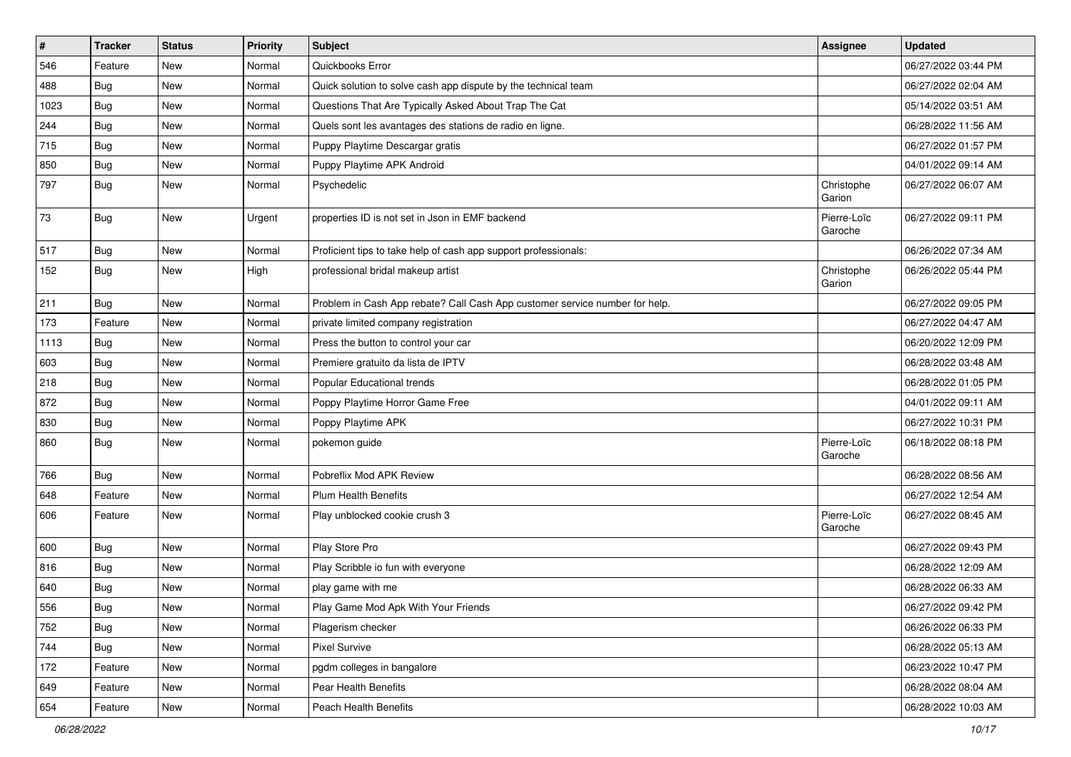| # | Tracker | Status | Priority | Subject | Assignee | Updated |
| --- | --- | --- | --- | --- | --- | --- |
| 546 | Feature | New | Normal | Quickbooks Error | | 06/27/2022 03:44 PM |
| 488 | Bug | New | Normal | Quick solution to solve cash app dispute by the technical team | | 06/27/2022 02:04 AM |
| 1023 | Bug | New | Normal | Questions That Are Typically Asked About Trap The Cat | | 05/14/2022 03:51 AM |
| 244 | Bug | New | Normal | Quels sont les avantages des stations de radio en ligne. | | 06/28/2022 11:56 AM |
| 715 | Bug | New | Normal | Puppy Playtime Descargar gratis | | 06/27/2022 01:57 PM |
| 850 | Bug | New | Normal | Puppy Playtime APK Android | | 04/01/2022 09:14 AM |
| 797 | Bug | New | Normal | Psychedelic | Christophe Garion | 06/27/2022 06:07 AM |
| 73 | Bug | New | Urgent | properties ID is not set in Json in EMF backend | Pierre-Loïc Garoche | 06/27/2022 09:11 PM |
| 517 | Bug | New | Normal | Proficient tips to take help of cash app support professionals: | | 06/26/2022 07:34 AM |
| 152 | Bug | New | High | professional bridal makeup artist | Christophe Garion | 06/26/2022 05:44 PM |
| 211 | Bug | New | Normal | Problem in Cash App rebate? Call Cash App customer service number for help. | | 06/27/2022 09:05 PM |
| 173 | Feature | New | Normal | private limited company registration | | 06/27/2022 04:47 AM |
| 1113 | Bug | New | Normal | Press the button to control your car | | 06/20/2022 12:09 PM |
| 603 | Bug | New | Normal | Premiere gratuito da lista de IPTV | | 06/28/2022 03:48 AM |
| 218 | Bug | New | Normal | Popular Educational trends | | 06/28/2022 01:05 PM |
| 872 | Bug | New | Normal | Poppy Playtime Horror Game Free | | 04/01/2022 09:11 AM |
| 830 | Bug | New | Normal | Poppy Playtime APK | | 06/27/2022 10:31 PM |
| 860 | Bug | New | Normal | pokemon guide | Pierre-Loïc Garoche | 06/18/2022 08:18 PM |
| 766 | Bug | New | Normal | Pobreflix Mod APK Review | | 06/28/2022 08:56 AM |
| 648 | Feature | New | Normal | Plum Health Benefits | | 06/27/2022 12:54 AM |
| 606 | Feature | New | Normal | Play unblocked cookie crush 3 | Pierre-Loïc Garoche | 06/27/2022 08:45 AM |
| 600 | Bug | New | Normal | Play Store Pro | | 06/27/2022 09:43 PM |
| 816 | Bug | New | Normal | Play Scribble io fun with everyone | | 06/28/2022 12:09 AM |
| 640 | Bug | New | Normal | play game with me | | 06/28/2022 06:33 AM |
| 556 | Bug | New | Normal | Play Game Mod Apk With Your Friends | | 06/27/2022 09:42 PM |
| 752 | Bug | New | Normal | Plagerism checker | | 06/26/2022 06:33 PM |
| 744 | Bug | New | Normal | Pixel Survive | | 06/28/2022 05:13 AM |
| 172 | Feature | New | Normal | pgdm colleges in bangalore | | 06/23/2022 10:47 PM |
| 649 | Feature | New | Normal | Pear Health Benefits | | 06/28/2022 08:04 AM |
| 654 | Feature | New | Normal | Peach Health Benefits | | 06/28/2022 10:03 AM |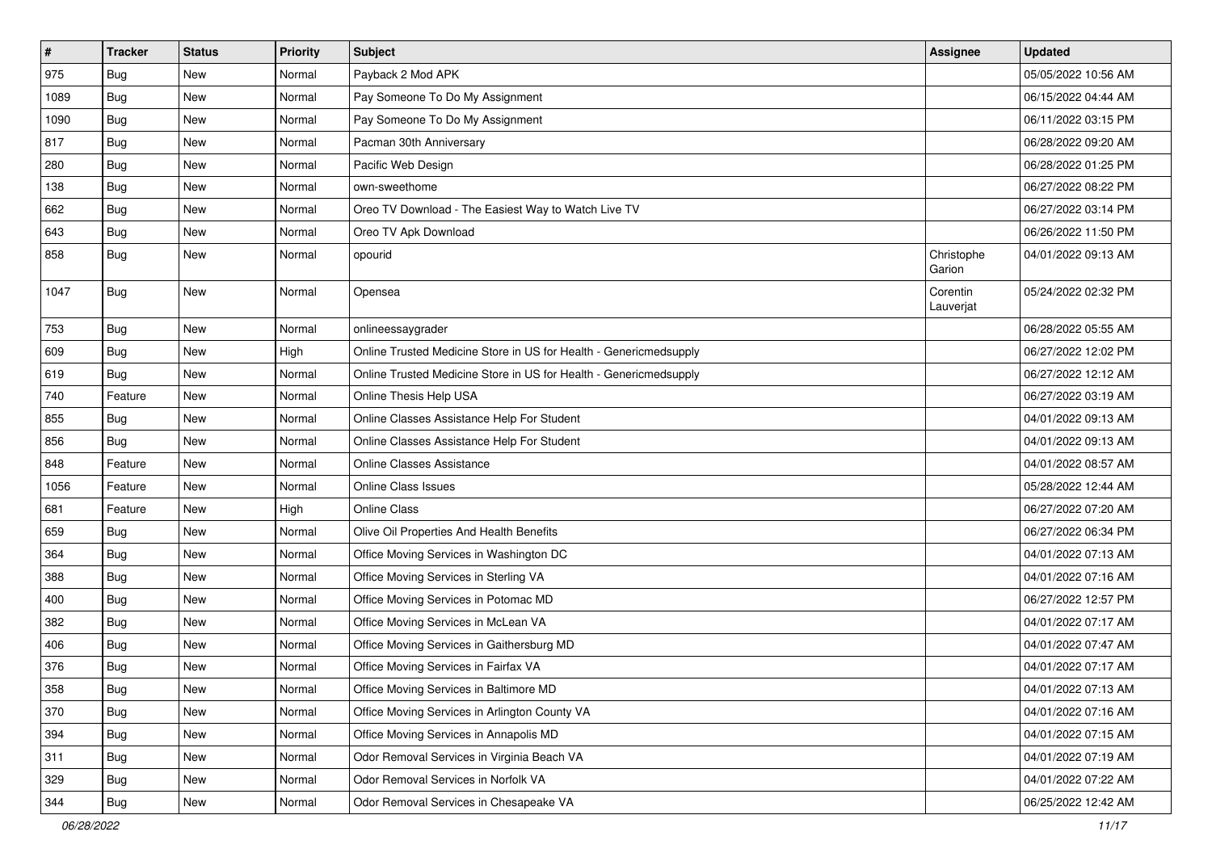| # | Tracker | Status | Priority | Subject | Assignee | Updated |
|---|---|---|---|---|---|---|
| 975 | Bug | New | Normal | Payback 2 Mod APK | | 05/05/2022 10:56 AM |
| 1089 | Bug | New | Normal | Pay Someone To Do My Assignment | | 06/15/2022 04:44 AM |
| 1090 | Bug | New | Normal | Pay Someone To Do My Assignment | | 06/11/2022 03:15 PM |
| 817 | Bug | New | Normal | Pacman 30th Anniversary | | 06/28/2022 09:20 AM |
| 280 | Bug | New | Normal | Pacific Web Design | | 06/28/2022 01:25 PM |
| 138 | Bug | New | Normal | own-sweethome | | 06/27/2022 08:22 PM |
| 662 | Bug | New | Normal | Oreo TV Download - The Easiest Way to Watch Live TV | | 06/27/2022 03:14 PM |
| 643 | Bug | New | Normal | Oreo TV Apk Download | | 06/26/2022 11:50 PM |
| 858 | Bug | New | Normal | opourid | Christophe Garion | 04/01/2022 09:13 AM |
| 1047 | Bug | New | Normal | Opensea | Corentin Lauverjat | 05/24/2022 02:32 PM |
| 753 | Bug | New | Normal | onlineessaygrader | | 06/28/2022 05:55 AM |
| 609 | Bug | New | High | Online Trusted Medicine Store in US for Health - Genericmedsupply | | 06/27/2022 12:02 PM |
| 619 | Bug | New | Normal | Online Trusted Medicine Store in US for Health - Genericmedsupply | | 06/27/2022 12:12 AM |
| 740 | Feature | New | Normal | Online Thesis Help USA | | 06/27/2022 03:19 AM |
| 855 | Bug | New | Normal | Online Classes Assistance Help For Student | | 04/01/2022 09:13 AM |
| 856 | Bug | New | Normal | Online Classes Assistance Help For Student | | 04/01/2022 09:13 AM |
| 848 | Feature | New | Normal | Online Classes Assistance | | 04/01/2022 08:57 AM |
| 1056 | Feature | New | Normal | Online Class Issues | | 05/28/2022 12:44 AM |
| 681 | Feature | New | High | Online Class | | 06/27/2022 07:20 AM |
| 659 | Bug | New | Normal | Olive Oil Properties And Health Benefits | | 06/27/2022 06:34 PM |
| 364 | Bug | New | Normal | Office Moving Services in Washington DC | | 04/01/2022 07:13 AM |
| 388 | Bug | New | Normal | Office Moving Services in Sterling VA | | 04/01/2022 07:16 AM |
| 400 | Bug | New | Normal | Office Moving Services in Potomac MD | | 06/27/2022 12:57 PM |
| 382 | Bug | New | Normal | Office Moving Services in McLean VA | | 04/01/2022 07:17 AM |
| 406 | Bug | New | Normal | Office Moving Services in Gaithersburg MD | | 04/01/2022 07:47 AM |
| 376 | Bug | New | Normal | Office Moving Services in Fairfax VA | | 04/01/2022 07:17 AM |
| 358 | Bug | New | Normal | Office Moving Services in Baltimore MD | | 04/01/2022 07:13 AM |
| 370 | Bug | New | Normal | Office Moving Services in Arlington County VA | | 04/01/2022 07:16 AM |
| 394 | Bug | New | Normal | Office Moving Services in Annapolis MD | | 04/01/2022 07:15 AM |
| 311 | Bug | New | Normal | Odor Removal Services in Virginia Beach VA | | 04/01/2022 07:19 AM |
| 329 | Bug | New | Normal | Odor Removal Services in Norfolk VA | | 04/01/2022 07:22 AM |
| 344 | Bug | New | Normal | Odor Removal Services in Chesapeake VA | | 06/25/2022 12:42 AM |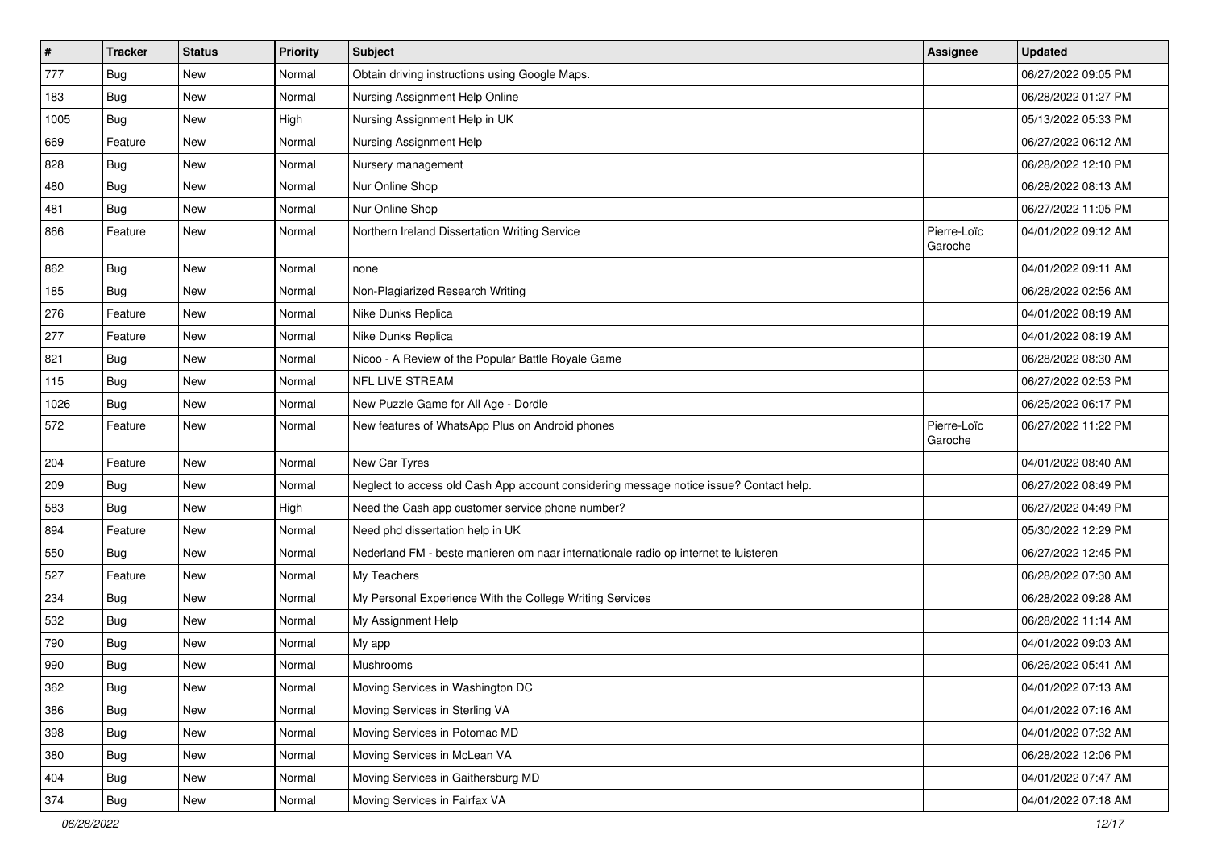| # | Tracker | Status | Priority | Subject | Assignee | Updated |
|---|---|---|---|---|---|---|
| 777 | Bug | New | Normal | Obtain driving instructions using Google Maps. | | 06/27/2022 09:05 PM |
| 183 | Bug | New | Normal | Nursing Assignment Help Online | | 06/28/2022 01:27 PM |
| 1005 | Bug | New | High | Nursing Assignment Help in UK | | 05/13/2022 05:33 PM |
| 669 | Feature | New | Normal | Nursing Assignment Help | | 06/27/2022 06:12 AM |
| 828 | Bug | New | Normal | Nursery management | | 06/28/2022 12:10 PM |
| 480 | Bug | New | Normal | Nur Online Shop | | 06/28/2022 08:13 AM |
| 481 | Bug | New | Normal | Nur Online Shop | | 06/27/2022 11:05 PM |
| 866 | Feature | New | Normal | Northern Ireland Dissertation Writing Service | Pierre-Loïc Garoche | 04/01/2022 09:12 AM |
| 862 | Bug | New | Normal | none | | 04/01/2022 09:11 AM |
| 185 | Bug | New | Normal | Non-Plagiarized Research Writing | | 06/28/2022 02:56 AM |
| 276 | Feature | New | Normal | Nike Dunks Replica | | 04/01/2022 08:19 AM |
| 277 | Feature | New | Normal | Nike Dunks Replica | | 04/01/2022 08:19 AM |
| 821 | Bug | New | Normal | Nicoo - A Review of the Popular Battle Royale Game | | 06/28/2022 08:30 AM |
| 115 | Bug | New | Normal | NFL LIVE STREAM | | 06/27/2022 02:53 PM |
| 1026 | Bug | New | Normal | New Puzzle Game for All Age - Dordle | | 06/25/2022 06:17 PM |
| 572 | Feature | New | Normal | New features of WhatsApp Plus on Android phones | Pierre-Loïc Garoche | 06/27/2022 11:22 PM |
| 204 | Feature | New | Normal | New Car Tyres | | 04/01/2022 08:40 AM |
| 209 | Bug | New | Normal | Neglect to access old Cash App account considering message notice issue? Contact help. | | 06/27/2022 08:49 PM |
| 583 | Bug | New | High | Need the Cash app customer service phone number? | | 06/27/2022 04:49 PM |
| 894 | Feature | New | Normal | Need phd dissertation help in UK | | 05/30/2022 12:29 PM |
| 550 | Bug | New | Normal | Nederland FM - beste manieren om naar internationale radio op internet te luisteren | | 06/27/2022 12:45 PM |
| 527 | Feature | New | Normal | My Teachers | | 06/28/2022 07:30 AM |
| 234 | Bug | New | Normal | My Personal Experience With the College Writing Services | | 06/28/2022 09:28 AM |
| 532 | Bug | New | Normal | My Assignment Help | | 06/28/2022 11:14 AM |
| 790 | Bug | New | Normal | My app | | 04/01/2022 09:03 AM |
| 990 | Bug | New | Normal | Mushrooms | | 06/26/2022 05:41 AM |
| 362 | Bug | New | Normal | Moving Services in Washington DC | | 04/01/2022 07:13 AM |
| 386 | Bug | New | Normal | Moving Services in Sterling VA | | 04/01/2022 07:16 AM |
| 398 | Bug | New | Normal | Moving Services in Potomac MD | | 04/01/2022 07:32 AM |
| 380 | Bug | New | Normal | Moving Services in McLean VA | | 06/28/2022 12:06 PM |
| 404 | Bug | New | Normal | Moving Services in Gaithersburg MD | | 04/01/2022 07:47 AM |
| 374 | Bug | New | Normal | Moving Services in Fairfax VA | | 04/01/2022 07:18 AM |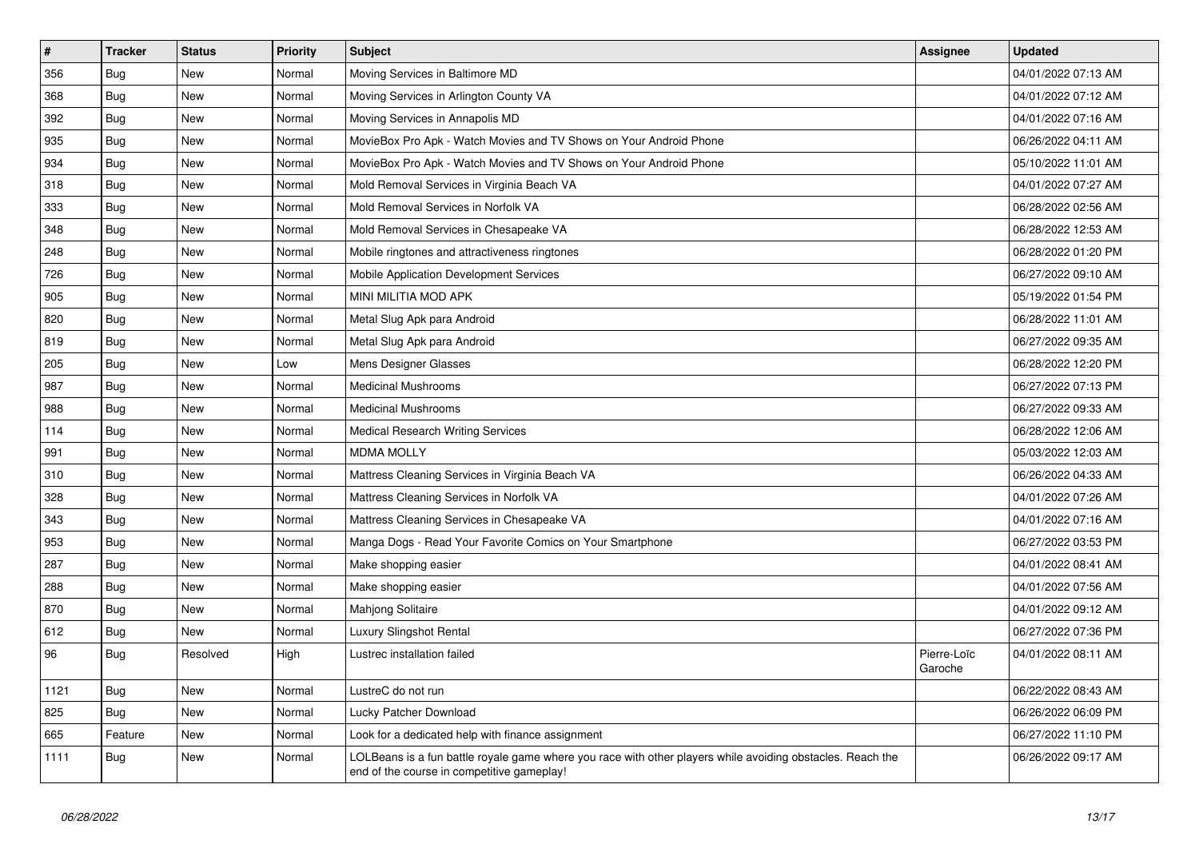| # | Tracker | Status | Priority | Subject | Assignee | Updated |
|---|---|---|---|---|---|---|
| 356 | Bug | New | Normal | Moving Services in Baltimore MD | | 04/01/2022 07:13 AM |
| 368 | Bug | New | Normal | Moving Services in Arlington County VA | | 04/01/2022 07:12 AM |
| 392 | Bug | New | Normal | Moving Services in Annapolis MD | | 04/01/2022 07:16 AM |
| 935 | Bug | New | Normal | MovieBox Pro Apk - Watch Movies and TV Shows on Your Android Phone | | 06/26/2022 04:11 AM |
| 934 | Bug | New | Normal | MovieBox Pro Apk - Watch Movies and TV Shows on Your Android Phone | | 05/10/2022 11:01 AM |
| 318 | Bug | New | Normal | Mold Removal Services in Virginia Beach VA | | 04/01/2022 07:27 AM |
| 333 | Bug | New | Normal | Mold Removal Services in Norfolk VA | | 06/28/2022 02:56 AM |
| 348 | Bug | New | Normal | Mold Removal Services in Chesapeake VA | | 06/28/2022 12:53 AM |
| 248 | Bug | New | Normal | Mobile ringtones and attractiveness ringtones | | 06/28/2022 01:20 PM |
| 726 | Bug | New | Normal | Mobile Application Development Services | | 06/27/2022 09:10 AM |
| 905 | Bug | New | Normal | MINI MILITIA MOD APK | | 05/19/2022 01:54 PM |
| 820 | Bug | New | Normal | Metal Slug Apk para Android | | 06/28/2022 11:01 AM |
| 819 | Bug | New | Normal | Metal Slug Apk para Android | | 06/27/2022 09:35 AM |
| 205 | Bug | New | Low | Mens Designer Glasses | | 06/28/2022 12:20 PM |
| 987 | Bug | New | Normal | Medicinal Mushrooms | | 06/27/2022 07:13 PM |
| 988 | Bug | New | Normal | Medicinal Mushrooms | | 06/27/2022 09:33 AM |
| 114 | Bug | New | Normal | Medical Research Writing Services | | 06/28/2022 12:06 AM |
| 991 | Bug | New | Normal | MDMA MOLLY | | 05/03/2022 12:03 AM |
| 310 | Bug | New | Normal | Mattress Cleaning Services in Virginia Beach VA | | 06/26/2022 04:33 AM |
| 328 | Bug | New | Normal | Mattress Cleaning Services in Norfolk VA | | 04/01/2022 07:26 AM |
| 343 | Bug | New | Normal | Mattress Cleaning Services in Chesapeake VA | | 04/01/2022 07:16 AM |
| 953 | Bug | New | Normal | Manga Dogs - Read Your Favorite Comics on Your Smartphone | | 06/27/2022 03:53 PM |
| 287 | Bug | New | Normal | Make shopping easier | | 04/01/2022 08:41 AM |
| 288 | Bug | New | Normal | Make shopping easier | | 04/01/2022 07:56 AM |
| 870 | Bug | New | Normal | Mahjong Solitaire | | 04/01/2022 09:12 AM |
| 612 | Bug | New | Normal | Luxury Slingshot Rental | | 06/27/2022 07:36 PM |
| 96 | Bug | Resolved | High | Lustrec installation failed | Pierre-Loïc Garoche | 04/01/2022 08:11 AM |
| 1121 | Bug | New | Normal | LustreC do not run | | 06/22/2022 08:43 AM |
| 825 | Bug | New | Normal | Lucky Patcher Download | | 06/26/2022 06:09 PM |
| 665 | Feature | New | Normal | Look for a dedicated help with finance assignment | | 06/27/2022 11:10 PM |
| 1111 | Bug | New | Normal | LOLBeans is a fun battle royale game where you race with other players while avoiding obstacles. Reach the end of the course in competitive gameplay! | | 06/26/2022 09:17 AM |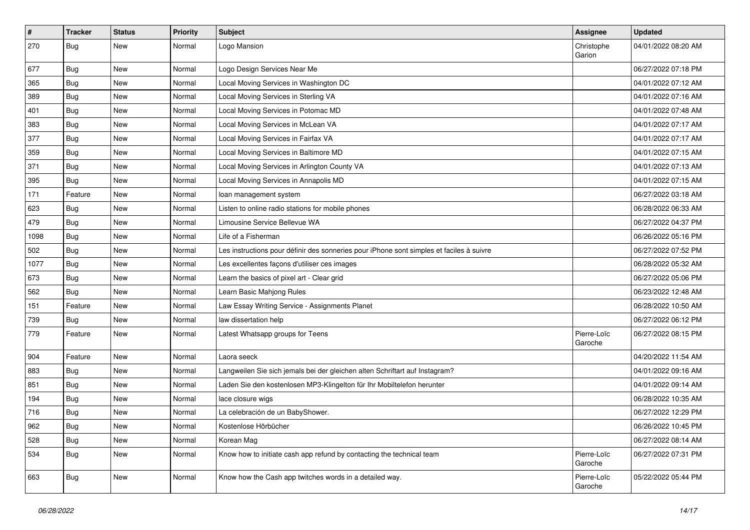| # | Tracker | Status | Priority | Subject | Assignee | Updated |
|---|---|---|---|---|---|---|
| 270 | Bug | New | Normal | Logo Mansion | Christophe Garion | 04/01/2022 08:20 AM |
| 677 | Bug | New | Normal | Logo Design Services Near Me | | 06/27/2022 07:18 PM |
| 365 | Bug | New | Normal | Local Moving Services in Washington DC | | 04/01/2022 07:12 AM |
| 389 | Bug | New | Normal | Local Moving Services in Sterling VA | | 04/01/2022 07:16 AM |
| 401 | Bug | New | Normal | Local Moving Services in Potomac MD | | 04/01/2022 07:48 AM |
| 383 | Bug | New | Normal | Local Moving Services in McLean VA | | 04/01/2022 07:17 AM |
| 377 | Bug | New | Normal | Local Moving Services in Fairfax VA | | 04/01/2022 07:17 AM |
| 359 | Bug | New | Normal | Local Moving Services in Baltimore MD | | 04/01/2022 07:15 AM |
| 371 | Bug | New | Normal | Local Moving Services in Arlington County VA | | 04/01/2022 07:13 AM |
| 395 | Bug | New | Normal | Local Moving Services in Annapolis MD | | 04/01/2022 07:15 AM |
| 171 | Feature | New | Normal | loan management system | | 06/27/2022 03:18 AM |
| 623 | Bug | New | Normal | Listen to online radio stations for mobile phones | | 06/28/2022 06:33 AM |
| 479 | Bug | New | Normal | Limousine Service Bellevue WA | | 06/27/2022 04:37 PM |
| 1098 | Bug | New | Normal | Life of a Fisherman | | 06/26/2022 05:16 PM |
| 502 | Bug | New | Normal | Les instructions pour définir des sonneries pour iPhone sont simples et faciles à suivre | | 06/27/2022 07:52 PM |
| 1077 | Bug | New | Normal | Les excellentes façons d'utiliser ces images | | 06/28/2022 05:32 AM |
| 673 | Bug | New | Normal | Learn the basics of pixel art - Clear grid | | 06/27/2022 05:06 PM |
| 562 | Bug | New | Normal | Learn Basic Mahjong Rules | | 06/23/2022 12:48 AM |
| 151 | Feature | New | Normal | Law Essay Writing Service - Assignments Planet | | 06/28/2022 10:50 AM |
| 739 | Bug | New | Normal | law dissertation help | | 06/27/2022 06:12 PM |
| 779 | Feature | New | Normal | Latest Whatsapp groups for Teens | Pierre-Loïc Garoche | 06/27/2022 08:15 PM |
| 904 | Feature | New | Normal | Laora seeck | | 04/20/2022 11:54 AM |
| 883 | Bug | New | Normal | Langweilen Sie sich jemals bei der gleichen alten Schriftart auf Instagram? | | 04/01/2022 09:16 AM |
| 851 | Bug | New | Normal | Laden Sie den kostenlosen MP3-Klingelton für Ihr Mobiltelefon herunter | | 04/01/2022 09:14 AM |
| 194 | Bug | New | Normal | lace closure wigs | | 06/28/2022 10:35 AM |
| 716 | Bug | New | Normal | La celebración de un BabyShower. | | 06/27/2022 12:29 PM |
| 962 | Bug | New | Normal | Kostenlose Hörbücher | | 06/26/2022 10:45 PM |
| 528 | Bug | New | Normal | Korean Mag | | 06/27/2022 08:14 AM |
| 534 | Bug | New | Normal | Know how to initiate cash app refund by contacting the technical team | Pierre-Loïc Garoche | 06/27/2022 07:31 PM |
| 663 | Bug | New | Normal | Know how the Cash app twitches words in a detailed way. | Pierre-Loïc Garoche | 05/22/2022 05:44 PM |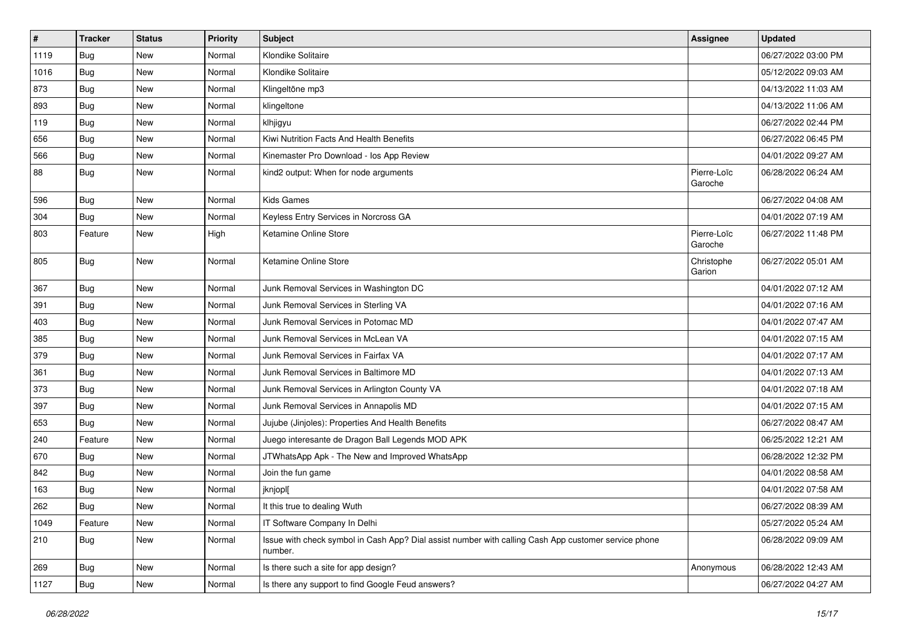| # | Tracker | Status | Priority | Subject | Assignee | Updated |
|---|---|---|---|---|---|---|
| 1119 | Bug | New | Normal | Klondike Solitaire | | 06/27/2022 03:00 PM |
| 1016 | Bug | New | Normal | Klondike Solitaire | | 05/12/2022 09:03 AM |
| 873 | Bug | New | Normal | Klingeltöne mp3 | | 04/13/2022 11:03 AM |
| 893 | Bug | New | Normal | klingeltone | | 04/13/2022 11:06 AM |
| 119 | Bug | New | Normal | klhjigyu | | 06/27/2022 02:44 PM |
| 656 | Bug | New | Normal | Kiwi Nutrition Facts And Health Benefits | | 06/27/2022 06:45 PM |
| 566 | Bug | New | Normal | Kinemaster Pro Download - Ios App Review | | 04/01/2022 09:27 AM |
| 88 | Bug | New | Normal | kind2 output: When for node arguments | Pierre-Loïc Garoche | 06/28/2022 06:24 AM |
| 596 | Bug | New | Normal | Kids Games | | 06/27/2022 04:08 AM |
| 304 | Bug | New | Normal | Keyless Entry Services in Norcross GA | | 04/01/2022 07:19 AM |
| 803 | Feature | New | High | Ketamine Online Store | Pierre-Loïc Garoche | 06/27/2022 11:48 PM |
| 805 | Bug | New | Normal | Ketamine Online Store | Christophe Garion | 06/27/2022 05:01 AM |
| 367 | Bug | New | Normal | Junk Removal Services in Washington DC | | 04/01/2022 07:12 AM |
| 391 | Bug | New | Normal | Junk Removal Services in Sterling VA | | 04/01/2022 07:16 AM |
| 403 | Bug | New | Normal | Junk Removal Services in Potomac MD | | 04/01/2022 07:47 AM |
| 385 | Bug | New | Normal | Junk Removal Services in McLean VA | | 04/01/2022 07:15 AM |
| 379 | Bug | New | Normal | Junk Removal Services in Fairfax VA | | 04/01/2022 07:17 AM |
| 361 | Bug | New | Normal | Junk Removal Services in Baltimore MD | | 04/01/2022 07:13 AM |
| 373 | Bug | New | Normal | Junk Removal Services in Arlington County VA | | 04/01/2022 07:18 AM |
| 397 | Bug | New | Normal | Junk Removal Services in Annapolis MD | | 04/01/2022 07:15 AM |
| 653 | Bug | New | Normal | Jujube (Jinjoles): Properties And Health Benefits | | 06/27/2022 08:47 AM |
| 240 | Feature | New | Normal | Juego interesante de Dragon Ball Legends MOD APK | | 06/25/2022 12:21 AM |
| 670 | Bug | New | Normal | JTWhatsApp Apk - The New and Improved WhatsApp | | 06/28/2022 12:32 PM |
| 842 | Bug | New | Normal | Join the fun game | | 04/01/2022 08:58 AM |
| 163 | Bug | New | Normal | jknjopl[ | | 04/01/2022 07:58 AM |
| 262 | Bug | New | Normal | It this true to dealing Wuth | | 06/27/2022 08:39 AM |
| 1049 | Feature | New | Normal | IT Software Company In Delhi | | 05/27/2022 05:24 AM |
| 210 | Bug | New | Normal | Issue with check symbol in Cash App? Dial assist number with calling Cash App customer service phone number. | | 06/28/2022 09:09 AM |
| 269 | Bug | New | Normal | Is there such a site for app design? | Anonymous | 06/28/2022 12:43 AM |
| 1127 | Bug | New | Normal | Is there any support to find Google Feud answers? | | 06/27/2022 04:27 AM |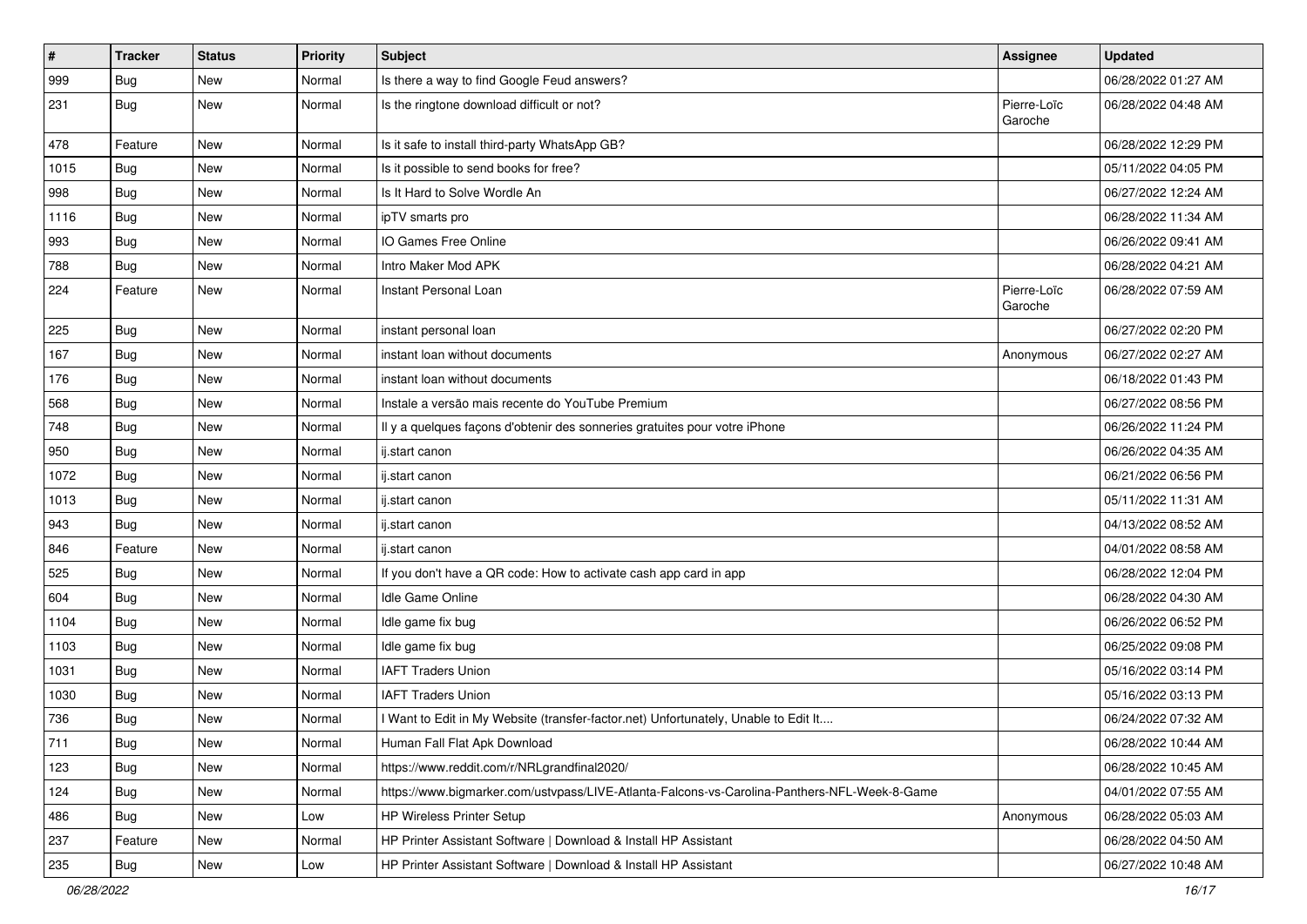| # | Tracker | Status | Priority | Subject | Assignee | Updated |
|---|---|---|---|---|---|---|
| 999 | Bug | New | Normal | Is there a way to find Google Feud answers? | | 06/28/2022 01:27 AM |
| 231 | Bug | New | Normal | Is the ringtone download difficult or not? | Pierre-Loïc Garoche | 06/28/2022 04:48 AM |
| 478 | Feature | New | Normal | Is it safe to install third-party WhatsApp GB? | | 06/28/2022 12:29 PM |
| 1015 | Bug | New | Normal | Is it possible to send books for free? | | 05/11/2022 04:05 PM |
| 998 | Bug | New | Normal | Is It Hard to Solve Wordle An | | 06/27/2022 12:24 AM |
| 1116 | Bug | New | Normal | ipTV smarts pro | | 06/28/2022 11:34 AM |
| 993 | Bug | New | Normal | IO Games Free Online | | 06/26/2022 09:41 AM |
| 788 | Bug | New | Normal | Intro Maker Mod APK | | 06/28/2022 04:21 AM |
| 224 | Feature | New | Normal | Instant Personal Loan | Pierre-Loïc Garoche | 06/28/2022 07:59 AM |
| 225 | Bug | New | Normal | instant personal loan | | 06/27/2022 02:20 PM |
| 167 | Bug | New | Normal | instant loan without documents | Anonymous | 06/27/2022 02:27 AM |
| 176 | Bug | New | Normal | instant loan without documents | | 06/18/2022 01:43 PM |
| 568 | Bug | New | Normal | Instale a versão mais recente do YouTube Premium | | 06/27/2022 08:56 PM |
| 748 | Bug | New | Normal | Il y a quelques façons d'obtenir des sonneries gratuites pour votre iPhone | | 06/26/2022 11:24 PM |
| 950 | Bug | New | Normal | ij.start canon | | 06/26/2022 04:35 AM |
| 1072 | Bug | New | Normal | ij.start canon | | 06/21/2022 06:56 PM |
| 1013 | Bug | New | Normal | ij.start canon | | 05/11/2022 11:31 AM |
| 943 | Bug | New | Normal | ij.start canon | | 04/13/2022 08:52 AM |
| 846 | Feature | New | Normal | ij.start canon | | 04/01/2022 08:58 AM |
| 525 | Bug | New | Normal | If you don't have a QR code: How to activate cash app card in app | | 06/28/2022 12:04 PM |
| 604 | Bug | New | Normal | Idle Game Online | | 06/28/2022 04:30 AM |
| 1104 | Bug | New | Normal | Idle game fix bug | | 06/26/2022 06:52 PM |
| 1103 | Bug | New | Normal | Idle game fix bug | | 06/25/2022 09:08 PM |
| 1031 | Bug | New | Normal | IAFT Traders Union | | 05/16/2022 03:14 PM |
| 1030 | Bug | New | Normal | IAFT Traders Union | | 05/16/2022 03:13 PM |
| 736 | Bug | New | Normal | I Want to Edit in My Website (transfer-factor.net) Unfortunately, Unable to Edit It.... | | 06/24/2022 07:32 AM |
| 711 | Bug | New | Normal | Human Fall Flat Apk Download | | 06/28/2022 10:44 AM |
| 123 | Bug | New | Normal | https://www.reddit.com/r/NRLgrandfinal2020/ | | 06/28/2022 10:45 AM |
| 124 | Bug | New | Normal | https://www.bigmarker.com/ustvpass/LIVE-Atlanta-Falcons-vs-Carolina-Panthers-NFL-Week-8-Game | | 04/01/2022 07:55 AM |
| 486 | Bug | New | Low | HP Wireless Printer Setup | Anonymous | 06/28/2022 05:03 AM |
| 237 | Feature | New | Normal | HP Printer Assistant Software \| Download & Install HP Assistant | | 06/28/2022 04:50 AM |
| 235 | Bug | New | Low | HP Printer Assistant Software \| Download & Install HP Assistant | | 06/27/2022 10:48 AM |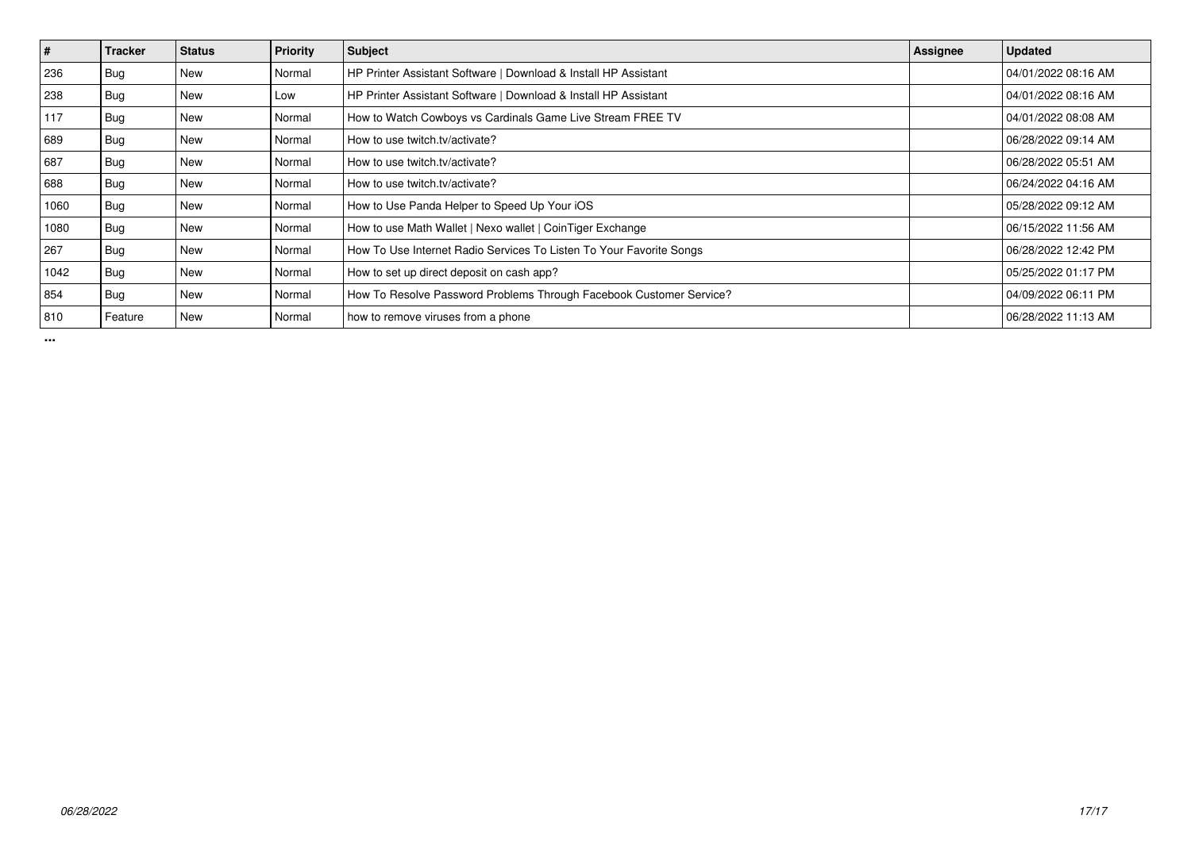| # | Tracker | Status | Priority | Subject | Assignee | Updated |
|---|---|---|---|---|---|---|
| 236 | Bug | New | Normal | HP Printer Assistant Software \| Download & Install HP Assistant | | 04/01/2022 08:16 AM |
| 238 | Bug | New | Low | HP Printer Assistant Software \| Download & Install HP Assistant | | 04/01/2022 08:16 AM |
| 117 | Bug | New | Normal | How to Watch Cowboys vs Cardinals Game Live Stream FREE TV | | 04/01/2022 08:08 AM |
| 689 | Bug | New | Normal | How to use twitch.tv/activate? | | 06/28/2022 09:14 AM |
| 687 | Bug | New | Normal | How to use twitch.tv/activate? | | 06/28/2022 05:51 AM |
| 688 | Bug | New | Normal | How to use twitch.tv/activate? | | 06/24/2022 04:16 AM |
| 1060 | Bug | New | Normal | How to Use Panda Helper to Speed Up Your iOS | | 05/28/2022 09:12 AM |
| 1080 | Bug | New | Normal | How to use Math Wallet \| Nexo wallet \| CoinTiger Exchange | | 06/15/2022 11:56 AM |
| 267 | Bug | New | Normal | How To Use Internet Radio Services To Listen To Your Favorite Songs | | 06/28/2022 12:42 PM |
| 1042 | Bug | New | Normal | How to set up direct deposit on cash app? | | 05/25/2022 01:17 PM |
| 854 | Bug | New | Normal | How To Resolve Password Problems Through Facebook Customer Service? | | 04/09/2022 06:11 PM |
| 810 | Feature | New | Normal | how to remove viruses from a phone | | 06/28/2022 11:13 AM |

...